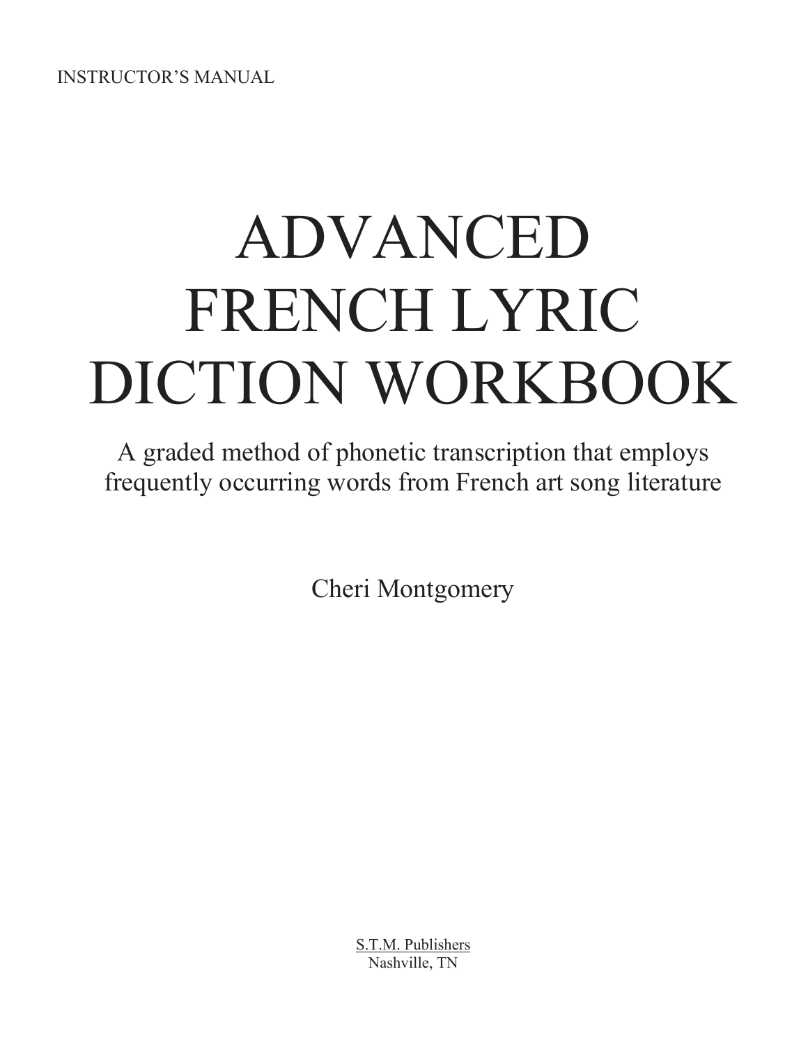INSTRUCTOR'S MANUAL

# ADVANCED FRENCH LYRIC DICTION WORKBOOK

A graded method of phonetic transcription that employs frequently occurring words from French art song literature

Cheri Montgomery

S.T.M. Publishers
Nashville, TN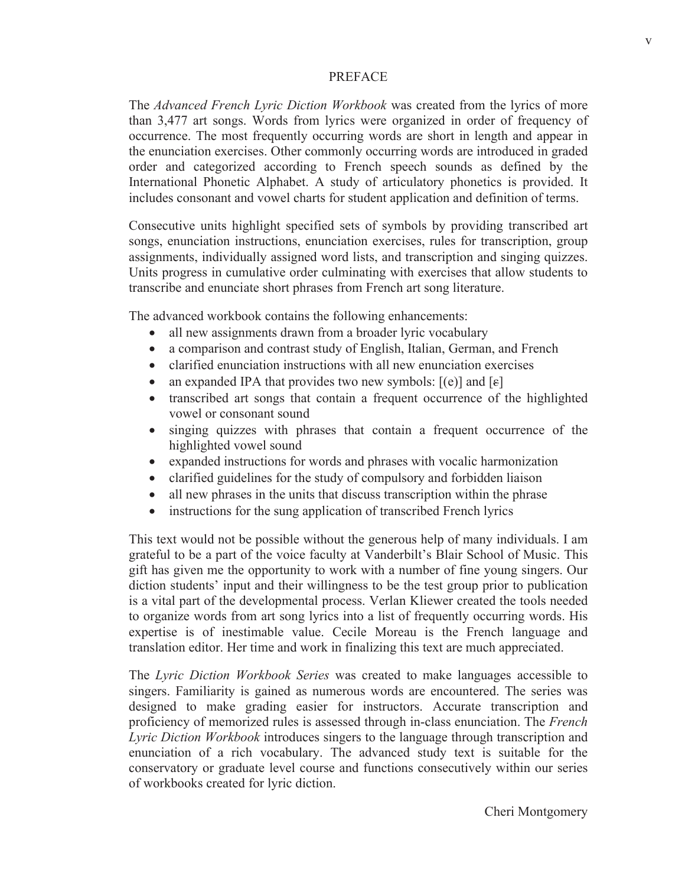# PREFACE

The *Advanced French Lyric Diction Workbook* was created from the lyrics of more than 3,477 art songs. Words from lyrics were organized in order of frequency of occurrence. The most frequently occurring words are short in length and appear in the enunciation exercises. Other commonly occurring words are introduced in graded order and categorized according to French speech sounds as defined by the International Phonetic Alphabet. A study of articulatory phonetics is provided. It includes consonant and vowel charts for student application and definition of terms.

Consecutive units highlight specified sets of symbols by providing transcribed art songs, enunciation instructions, enunciation exercises, rules for transcription, group assignments, individually assigned word lists, and transcription and singing quizzes. Units progress in cumulative order culminating with exercises that allow students to transcribe and enunciate short phrases from French art song literature.

The advanced workbook contains the following enhancements:

- all new assignments drawn from a broader lyric vocabulary
- a comparison and contrast study of English, Italian, German, and French
- clarified enunciation instructions with all new enunciation exercises
- an expanded IPA that provides two new symbols: [(e)] and [ɛ̞]
- transcribed art songs that contain a frequent occurrence of the highlighted vowel or consonant sound
- singing quizzes with phrases that contain a frequent occurrence of the highlighted vowel sound
- expanded instructions for words and phrases with vocalic harmonization
- clarified guidelines for the study of compulsory and forbidden liaison
- all new phrases in the units that discuss transcription within the phrase
- instructions for the sung application of transcribed French lyrics

This text would not be possible without the generous help of many individuals. I am grateful to be a part of the voice faculty at Vanderbilt's Blair School of Music. This gift has given me the opportunity to work with a number of fine young singers. Our diction students' input and their willingness to be the test group prior to publication is a vital part of the developmental process. Verlan Kliewer created the tools needed to organize words from art song lyrics into a list of frequently occurring words. His expertise is of inestimable value. Cecile Moreau is the French language and translation editor. Her time and work in finalizing this text are much appreciated.

The *Lyric Diction Workbook Series* was created to make languages accessible to singers. Familiarity is gained as numerous words are encountered. The series was designed to make grading easier for instructors. Accurate transcription and proficiency of memorized rules is assessed through in-class enunciation. The *French Lyric Diction Workbook* introduces singers to the language through transcription and enunciation of a rich vocabulary. The advanced study text is suitable for the conservatory or graduate level course and functions consecutively within our series of workbooks created for lyric diction.

Cheri Montgomery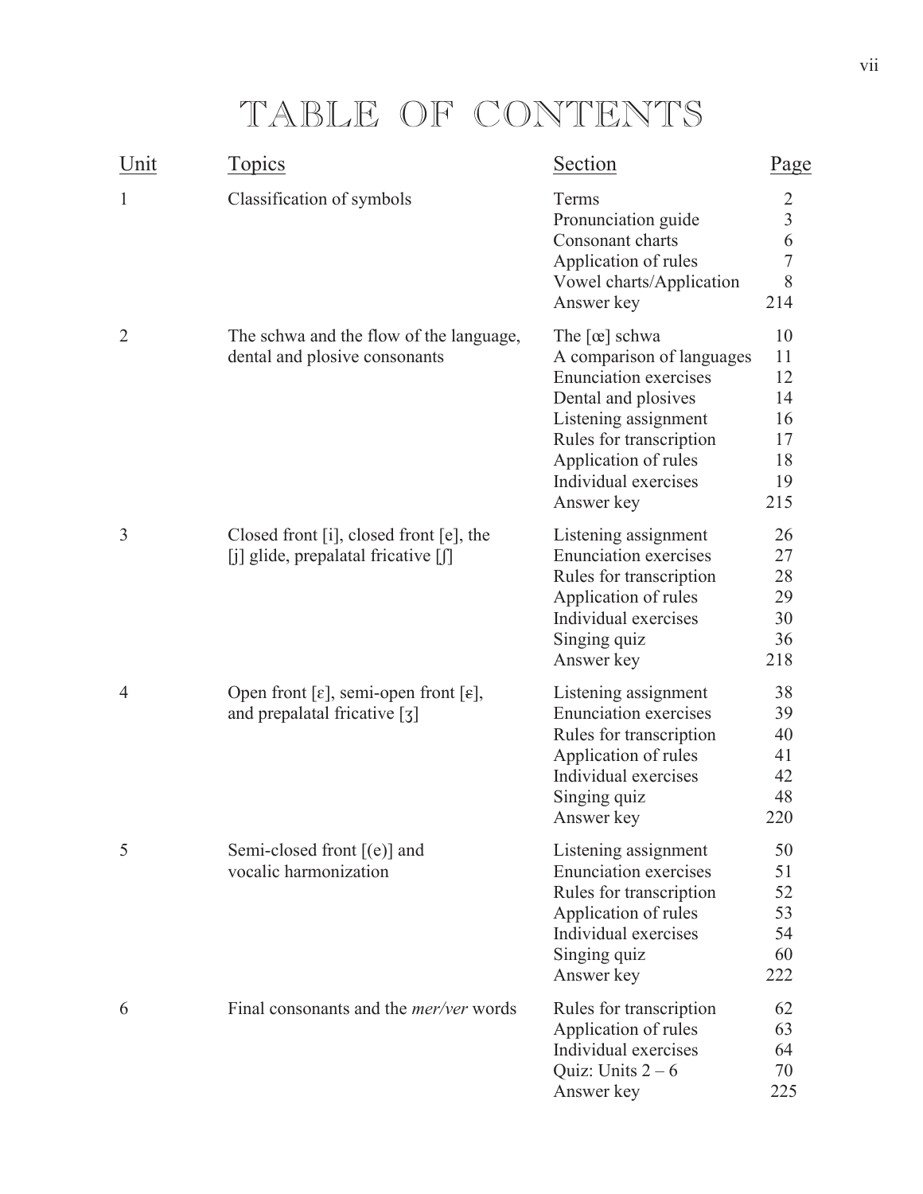# TABLE OF CONTENTS

| Unit | Topics | Section | Page |
|---|---|---|---|
| 1 | Classification of symbols | Terms | 2 |
| | | Pronunciation guide | 3 |
| | | Consonant charts | 6 |
| | | Application of rules | 7 |
| | | Vowel charts/Application | 8 |
| | | Answer key | 214 |
| 2 | The schwa and the flow of the language, dental and plosive consonants | The [œ] schwa | 10 |
| | | A comparison of languages | 11 |
| | | Enunciation exercises | 12 |
| | | Dental and plosives | 14 |
| | | Listening assignment | 16 |
| | | Rules for transcription | 17 |
| | | Application of rules | 18 |
| | | Individual exercises | 19 |
| | | Answer key | 215 |
| 3 | Closed front [i], closed front [e], the [j] glide, prepalatal fricative [ʃ] | Listening assignment | 26 |
| | | Enunciation exercises | 27 |
| | | Rules for transcription | 28 |
| | | Application of rules | 29 |
| | | Individual exercises | 30 |
| | | Singing quiz | 36 |
| | | Answer key | 218 |
| 4 | Open front [ɛ], semi-open front [ɛ], and prepalatal fricative [ʒ] | Listening assignment | 38 |
| | | Enunciation exercises | 39 |
| | | Rules for transcription | 40 |
| | | Application of rules | 41 |
| | | Individual exercises | 42 |
| | | Singing quiz | 48 |
| | | Answer key | 220 |
| 5 | Semi-closed front [(e)] and vocalic harmonization | Listening assignment | 50 |
| | | Enunciation exercises | 51 |
| | | Rules for transcription | 52 |
| | | Application of rules | 53 |
| | | Individual exercises | 54 |
| | | Singing quiz | 60 |
| | | Answer key | 222 |
| 6 | Final consonants and the *mer/ver* words | Rules for transcription | 62 |
| | | Application of rules | 63 |
| | | Individual exercises | 64 |
| | | Quiz: Units 2 – 6 | 70 |
| | | Answer key | 225 |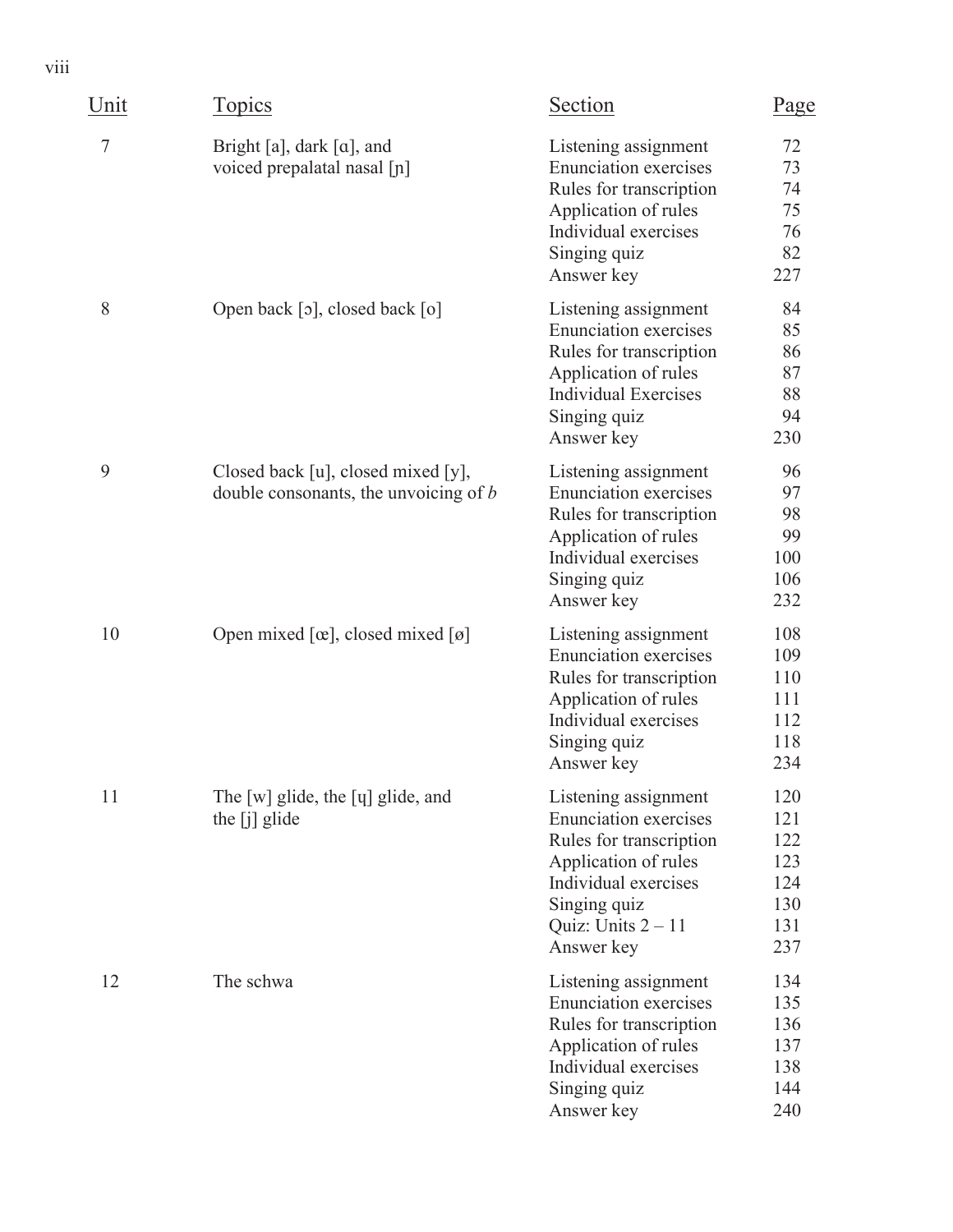| Unit | Topics | Section | Page |
|---|---|---|---|
| 7 | Bright [a], dark [ɑ], and voiced prepalatal nasal [ɲ] | Listening assignment | 72 |
| | | Enunciation exercises | 73 |
| | | Rules for transcription | 74 |
| | | Application of rules | 75 |
| | | Individual exercises | 76 |
| | | Singing quiz | 82 |
| | | Answer key | 227 |
| 8 | Open back [ɔ], closed back [o] | Listening assignment | 84 |
| | | Enunciation exercises | 85 |
| | | Rules for transcription | 86 |
| | | Application of rules | 87 |
| | | Individual Exercises | 88 |
| | | Singing quiz | 94 |
| | | Answer key | 230 |
| 9 | Closed back [u], closed mixed [y], double consonants, the unvoicing of *b* | Listening assignment | 96 |
| | | Enunciation exercises | 97 |
| | | Rules for transcription | 98 |
| | | Application of rules | 99 |
| | | Individual exercises | 100 |
| | | Singing quiz | 106 |
| | | Answer key | 232 |
| 10 | Open mixed [œ], closed mixed [ø] | Listening assignment | 108 |
| | | Enunciation exercises | 109 |
| | | Rules for transcription | 110 |
| | | Application of rules | 111 |
| | | Individual exercises | 112 |
| | | Singing quiz | 118 |
| | | Answer key | 234 |
| 11 | The [w] glide, the [ɥ] glide, and the [j] glide | Listening assignment | 120 |
| | | Enunciation exercises | 121 |
| | | Rules for transcription | 122 |
| | | Application of rules | 123 |
| | | Individual exercises | 124 |
| | | Singing quiz | 130 |
| | | Quiz: Units 2 – 11 | 131 |
| | | Answer key | 237 |
| 12 | The schwa | Listening assignment | 134 |
| | | Enunciation exercises | 135 |
| | | Rules for transcription | 136 |
| | | Application of rules | 137 |
| | | Individual exercises | 138 |
| | | Singing quiz | 144 |
| | | Answer key | 240 |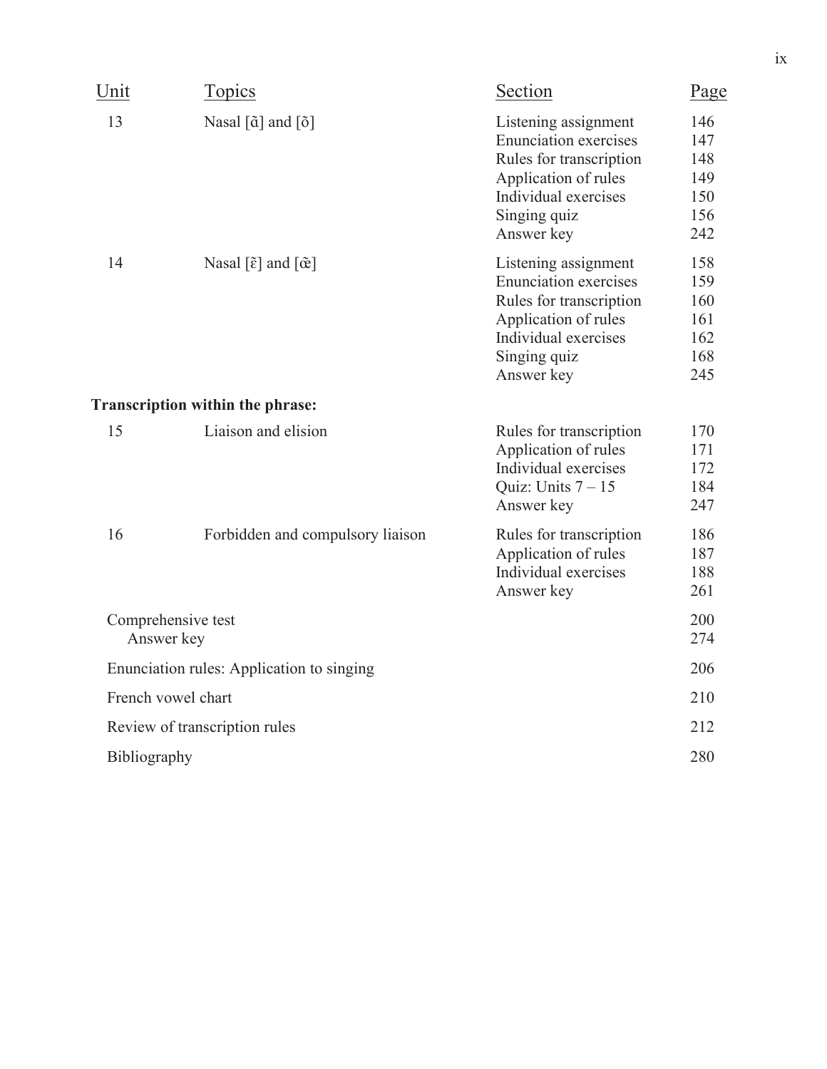| Unit | Topics | Section | Page |
| --- | --- | --- | --- |
| 13 | Nasal [ɑ̃] and [õ] | Listening assignment | 146 |
| | | Enunciation exercises | 147 |
| | | Rules for transcription | 148 |
| | | Application of rules | 149 |
| | | Individual exercises | 150 |
| | | Singing quiz | 156 |
| | | Answer key | 242 |
| 14 | Nasal [ɛ̃] and [œ̃] | Listening assignment | 158 |
| | | Enunciation exercises | 159 |
| | | Rules for transcription | 160 |
| | | Application of rules | 161 |
| | | Individual exercises | 162 |
| | | Singing quiz | 168 |
| | | Answer key | 245 |
| **Transcription within the phrase:** | | | |
| 15 | Liaison and elision | Rules for transcription | 170 |
| | | Application of rules | 171 |
| | | Individual exercises | 172 |
| | | Quiz: Units 7 – 15 | 184 |
| | | Answer key | 247 |
| 16 | Forbidden and compulsory liaison | Rules for transcription | 186 |
| | | Application of rules | 187 |
| | | Individual exercises | 188 |
| | | Answer key | 261 |
| Comprehensive test | | | 200 |
| Answer key | | | 274 |
| Enunciation rules: Application to singing | | | 206 |
| French vowel chart | | | 210 |
| Review of transcription rules | | | 212 |
| Bibliography | | | 280 |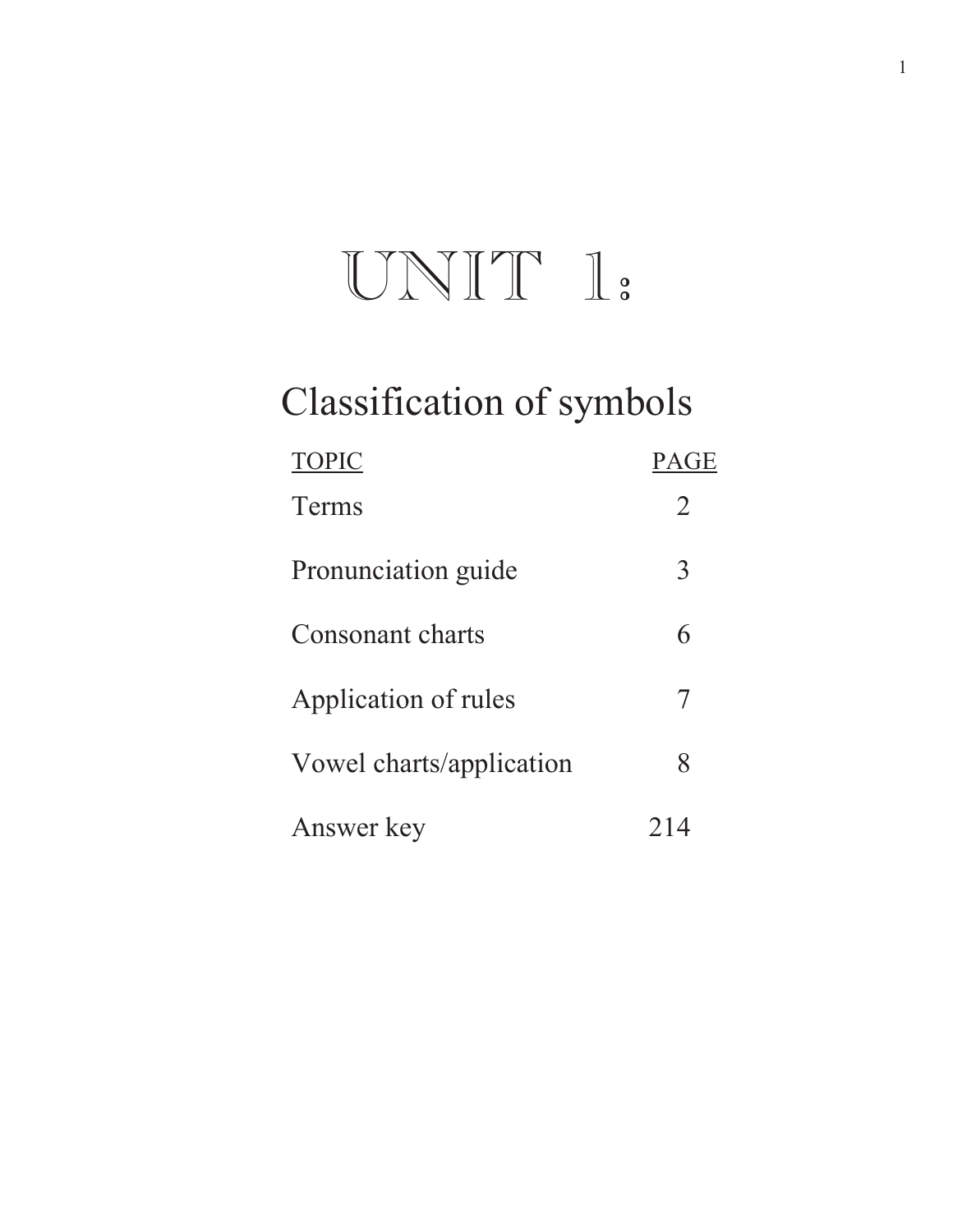# UNIT 1:

## Classification of symbols

| TOPIC | PAGE |
| --- | --- |
| Terms | 2 |
| Pronunciation guide | 3 |
| Consonant charts | 6 |
| Application of rules | 7 |
| Vowel charts/application | 8 |
| Answer key | 214 |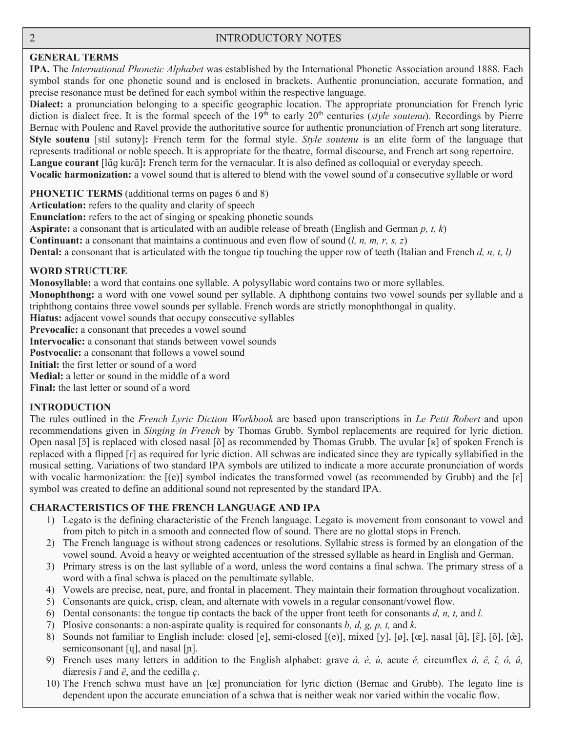## INTRODUCTORY NOTES

### GENERAL TERMS

**IPA.** The *International Phonetic Alphabet* was established by the International Phonetic Association around 1888. Each symbol stands for one phonetic sound and is enclosed in brackets. Authentic pronunciation, accurate formation, and precise resonance must be defined for each symbol within the respective language.

**Dialect:** a pronunciation belonging to a specific geographic location. The appropriate pronunciation for French lyric diction is dialect free. It is the formal speech of the 19th to early 20th centuries (*style soutenu*). Recordings by Pierre Bernac with Poulenc and Ravel provide the authoritative source for authentic pronunciation of French art song literature.

**Style soutenu** [stil sutəny]**:** French term for the formal style. *Style soutenu* is an elite form of the language that represents traditional or noble speech. It is appropriate for the theatre, formal discourse, and French art song repertoire.

**Langue courant** [lɑ̃g kuɾɑ̃]**:** French term for the vernacular. It is also defined as colloquial or everyday speech.

**Vocalic harmonization:** a vowel sound that is altered to blend with the vowel sound of a consecutive syllable or word

### PHONETIC TERMS (additional terms on pages 6 and 8)

**Articulation:** refers to the quality and clarity of speech

**Enunciation:** refers to the act of singing or speaking phonetic sounds

**Aspirate:** a consonant that is articulated with an audible release of breath (English and German *p, t, k*)

**Continuant:** a consonant that maintains a continuous and even flow of sound (*l, n, m, r, s, z*)

**Dental:** a consonant that is articulated with the tongue tip touching the upper row of teeth (Italian and French *d, n, t, l)*

### WORD STRUCTURE

**Monosyllable:** a word that contains one syllable. A polysyllabic word contains two or more syllables.

**Monophthong:** a word with one vowel sound per syllable. A diphthong contains two vowel sounds per syllable and a triphthong contains three vowel sounds per syllable. French words are strictly monophthongal in quality.

**Hiatus:** adjacent vowel sounds that occupy consecutive syllables

**Prevocalic:** a consonant that precedes a vowel sound

**Intervocalic:** a consonant that stands between vowel sounds

**Postvocalic:** a consonant that follows a vowel sound

**Initial:** the first letter or sound of a word

**Medial:** a letter or sound in the middle of a word

**Final:** the last letter or sound of a word

### INTRODUCTION

The rules outlined in the *French Lyric Diction Workbook* are based upon transcriptions in *Le Petit Robert* and upon recommendations given in *Singing in French* by Thomas Grubb. Symbol replacements are required for lyric diction. Open nasal [ɔ̃] is replaced with closed nasal [õ] as recommended by Thomas Grubb. The uvular [ʀ] of spoken French is replaced with a flipped [ɾ] as required for lyric diction. All schwas are indicated since they are typically syllabified in the musical setting. Variations of two standard IPA symbols are utilized to indicate a more accurate pronunciation of words with vocalic harmonization: the [(e)] symbol indicates the transformed vowel (as recommended by Grubb) and the [ɛ] symbol was created to define an additional sound not represented by the standard IPA.

### CHARACTERISTICS OF THE FRENCH LANGUAGE AND IPA

1) Legato is the defining characteristic of the French language. Legato is movement from consonant to vowel and from pitch to pitch in a smooth and connected flow of sound. There are no glottal stops in French.
2) The French language is without strong cadences or resolutions. Syllabic stress is formed by an elongation of the vowel sound. Avoid a heavy or weighted accentuation of the stressed syllable as heard in English and German.
3) Primary stress is on the last syllable of a word, unless the word contains a final schwa. The primary stress of a word with a final schwa is placed on the penultimate syllable.
4) Vowels are precise, neat, pure, and frontal in placement. They maintain their formation throughout vocalization.
5) Consonants are quick, crisp, clean, and alternate with vowels in a regular consonant/vowel flow.
6) Dental consonants: the tongue tip contacts the back of the upper front teeth for consonants *d, n, t,* and *l.*
7) Plosive consonants: a non-aspirate quality is required for consonants *b, d, g, p, t,* and *k.*
8) Sounds not familiar to English include: closed [e], semi-closed [(e)], mixed [y], [ø], [œ], nasal [ɑ̃], [ɛ̃], [õ], [œ̃], semiconsonant [ɥ], and nasal [ɲ].
9) French uses many letters in addition to the English alphabet: grave *à, è, ù,* acute *é,* circumflex *â, ê, î, ô, û,* diæresis *ï* and *ë*, and the cedilla *ç*.
10) The French schwa must have an [œ] pronunciation for lyric diction (Bernac and Grubb). The legato line is dependent upon the accurate enunciation of a schwa that is neither weak nor varied within the vocalic flow.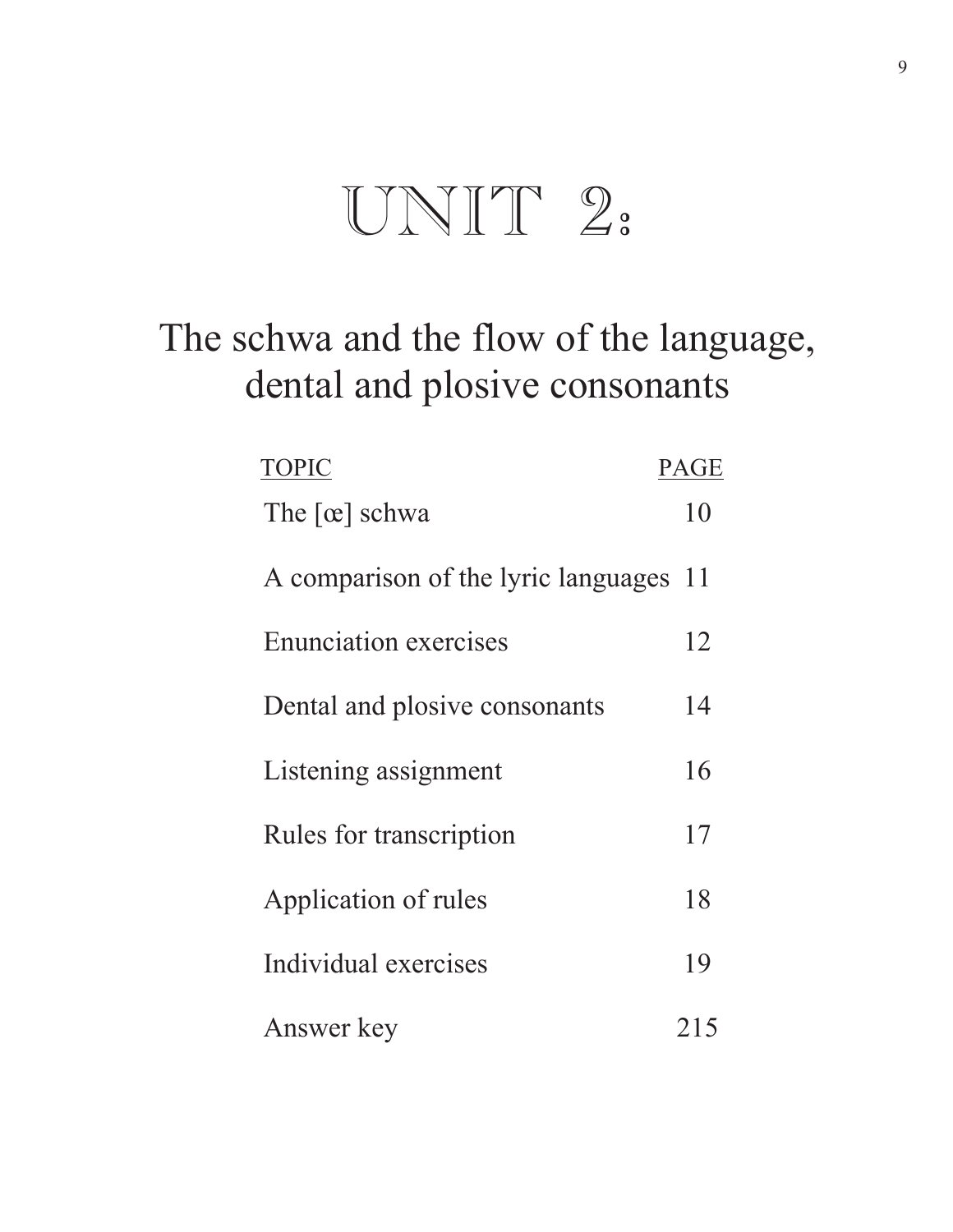# UNIT 2:

## The schwa and the flow of the language, dental and plosive consonants

| TOPIC | PAGE |
| --- | --- |
| The [œ] schwa | 10 |
| A comparison of the lyric languages | 11 |
| Enunciation exercises | 12 |
| Dental and plosive consonants | 14 |
| Listening assignment | 16 |
| Rules for transcription | 17 |
| Application of rules | 18 |
| Individual exercises | 19 |
| Answer key | 215 |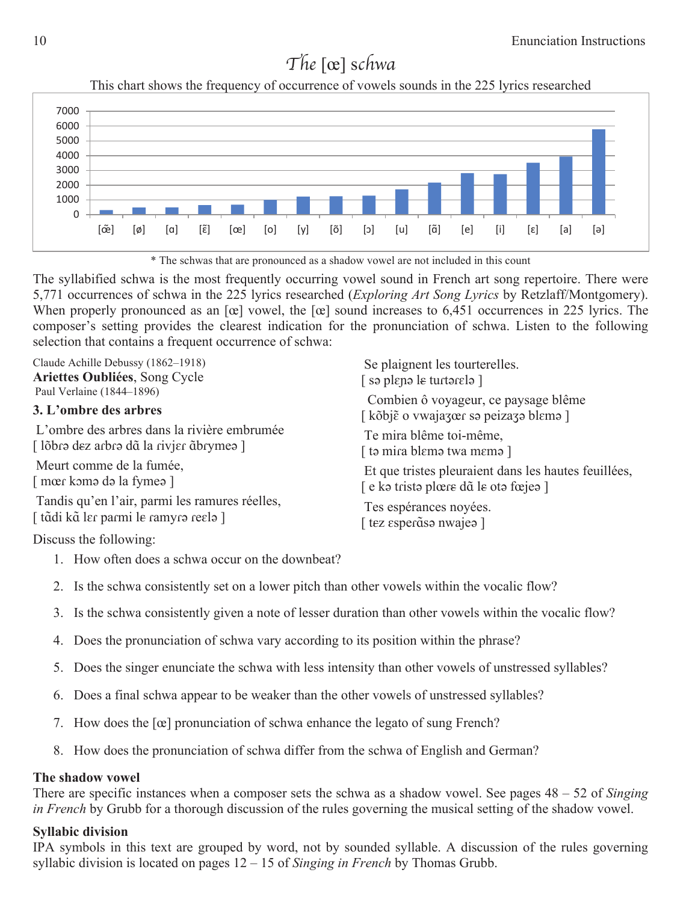# The [œ] schwa

This chart shows the frequency of occurrence of vowels sounds in the 225 lyrics researched

| Vowel | [œ̃] | [ø] | [ɑ] | [ɛ̃] | [œ] | [o] | [y] | [õ] | [ɔ] | [u] | [ɑ̃] | [e] | [i] | [ɛ] | [a] | [ə] |
|---|---|---|---|---|---|---|---|---|---|---|---|---|---|---|---|---|

\* The schwas that are pronounced as a shadow vowel are not included in this count

The syllabified schwa is the most frequently occurring vowel sound in French art song repertoire. There were 5,771 occurrences of schwa in the 225 lyrics researched (*Exploring Art Song Lyrics* by Retzlaff/Montgomery). When properly pronounced as an [œ] vowel, the [œ] sound increases to 6,451 occurrences in 225 lyrics. The composer's setting provides the clearest indication for the pronunciation of schwa. Listen to the following selection that contains a frequent occurrence of schwa:

Claude Achille Debussy (1862–1918)
**Ariettes Oubliées**, Song Cycle
Paul Verlaine (1844–1896)

**3. L'ombre des arbres**

L'ombre des arbres dans la rivière embrumée
[ lõbrə dɛz aɾbrə dɑ̃ la ɾivjɛɾ ɑ̃brymeə ]

Meurt comme de la fumée,
[ mœɾ kɔmə də la fymeə ]

Tandis qu'en l'air, parmi les ramures réelles,
[ tɑ̃di kɑ̃ lɛɾ paɾmi lɛ ɾamyɾə ɾeɛlə ]

Se plaignent les tourterelles.
[ sə plɛɲə lɛ turtəɾɛlə ]

Combien ô voyageur, ce paysage blême
[ kõbjɛ̃ o vwajaʒœɾ sə peizaʒə blɛmə ]

Te mira blême toi-même,
[ tə miɾa blɛmə twa mɛmə ]

Et que tristes pleuraient dans les hautes feuillées,
[ e kə tristə plœɾɛ dɑ̃ lɛ otə fœjeə ]

Tes espérances noyées.
[ tɛz ɛsperɑ̃sə nwajeə ]

Discuss the following:

1. How often does a schwa occur on the downbeat?
2. Is the schwa consistently set on a lower pitch than other vowels within the vocalic flow?
3. Is the schwa consistently given a note of lesser duration than other vowels within the vocalic flow?
4. Does the pronunciation of schwa vary according to its position within the phrase?
5. Does the singer enunciate the schwa with less intensity than other vowels of unstressed syllables?
6. Does a final schwa appear to be weaker than the other vowels of unstressed syllables?
7. How does the [œ] pronunciation of schwa enhance the legato of sung French?
8. How does the pronunciation of schwa differ from the schwa of English and German?

**The shadow vowel**

There are specific instances when a composer sets the schwa as a shadow vowel. See pages 48 – 52 of *Singing in French* by Grubb for a thorough discussion of the rules governing the musical setting of the shadow vowel.

**Syllabic division**

IPA symbols in this text are grouped by word, not by sounded syllable. A discussion of the rules governing syllabic division is located on pages 12 – 15 of *Singing in French* by Thomas Grubb.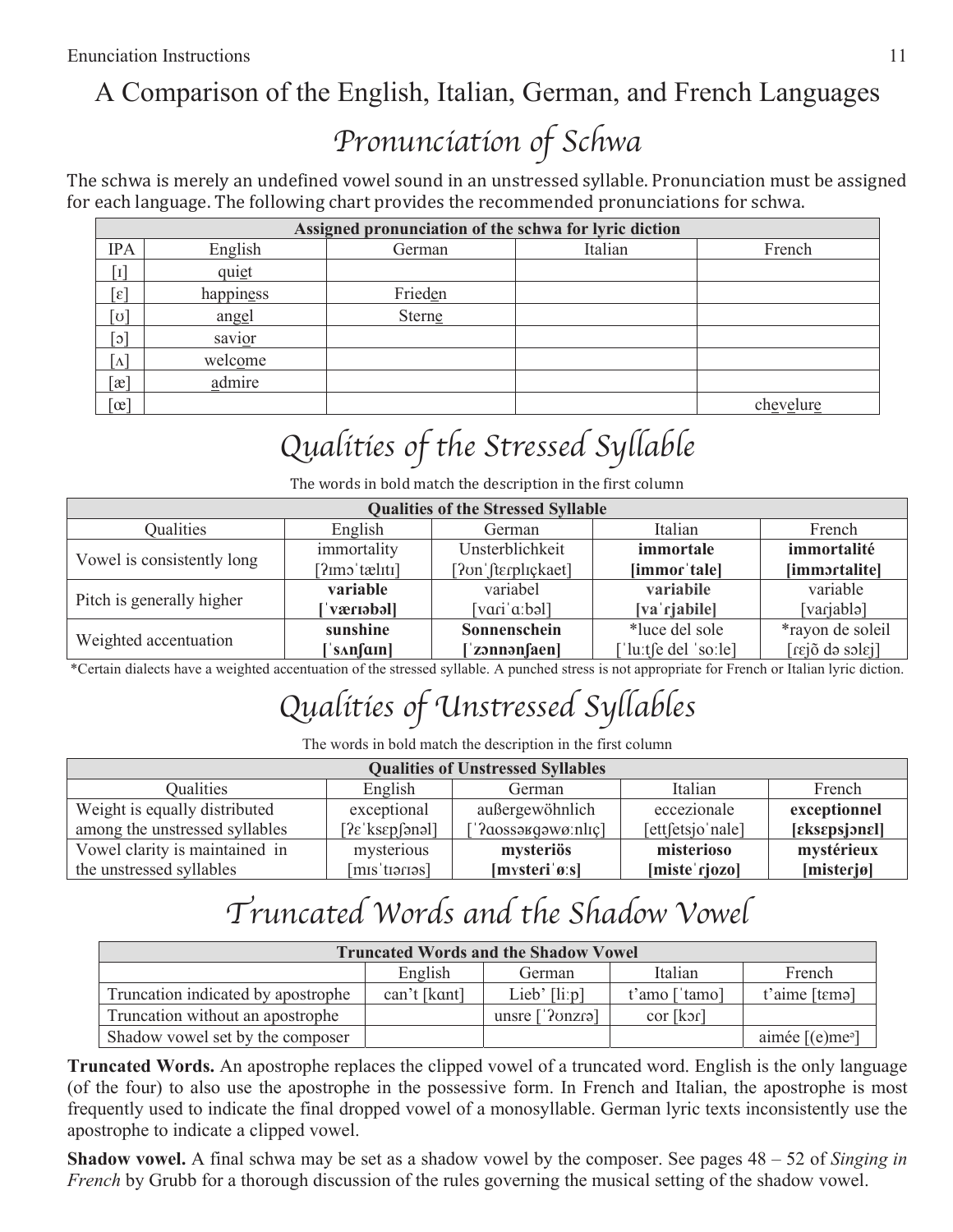# A Comparison of the English, Italian, German, and French Languages

## *Pronunciation of Schwa*

The schwa is merely an undefined vowel sound in an unstressed syllable. Pronunciation must be assigned for each language. The following chart provides the recommended pronunciations for schwa.

| Assigned pronunciation of the schwa for lyric diction | | | | |
|---|---|---|---|---|
| IPA | English | German | Italian | French |
| [ɪ] | quiet | | | |
| [ɛ] | happiness | Frieden | | |
| [ʊ] | angel | Sterne | | |
| [ɔ] | savior | | | |
| [ʌ] | welcome | | | |
| [æ] | admire | | | |
| [œ] | | | | chevelure |

## *Qualities of the Stressed Syllable*

The words in bold match the description in the first column

| Qualities of the Stressed Syllable | | | | |
|---|---|---|---|---|
| Qualities | English | German | Italian | French |
| Vowel is consistently long | immortality [ʔɪmɔˈtælɪtɪ] | Unsterblichkeit [ʔʊnˈʃtɛrplɪçkaet] | **immortale [immorˈtale]** | **immortalité [immɔrtalite]** |
| Pitch is generally higher | **variable [ˈværɪəbəl]** | variabel [vɑriˈɑːbəl] | **variabile [vaˈrjabile]** | variable [varjablə] |
| Weighted accentuation | **sunshine [ˈsʌnʃɑɪn]** | **Sonnenschein [ˈzɔnnənʃaen]** | *luce del sole [ˈluːtʃe del ˈsoːle] | *rayon de soleil [rɛjõ də sɔlɛj] |

*Certain dialects have a weighted accentuation of the stressed syllable. A punched stress is not appropriate for French or Italian lyric diction.

## *Qualities of Unstressed Syllables*

The words in bold match the description in the first column

| Qualities of Unstressed Syllables | | | | |
|---|---|---|---|---|
| Qualities | English | German | Italian | French |
| Weight is equally distributed among the unstressed syllables | exceptional [ʔɛˈksɛpʃənəl] | außergewöhnlich [ˈʔaossəʁgəwøːnlɪç] | eccezionale [ettʃetsjoˈnale] | **exceptionnel [ɛksɛpsjɔnɛl]** |
| Vowel clarity is maintained in the unstressed syllables | mysterious [mɪsˈtɪərɪəs] | **mysteriös [mʏsteriˈøːs]** | **misterioso [misteˈrjozo]** | **mystérieux [misterjø]** |

## *Truncated Words and the Shadow Vowel*

| Truncated Words and the Shadow Vowel | | | | |
|---|---|---|---|---|
| | English | German | Italian | French |
| Truncation indicated by apostrophe | can't [kɑnt] | Lieb' [liːp] | t'amo [ˈtamo] | t'aime [tɛmə] |
| Truncation without an apostrophe | | unsre [ˈʔʊnzrə] | cor [kɔr] | |
| Shadow vowel set by the composer | | | | aimée [(e)meᵊ] |

**Truncated Words.** An apostrophe replaces the clipped vowel of a truncated word. English is the only language (of the four) to also use the apostrophe in the possessive form. In French and Italian, the apostrophe is most frequently used to indicate the final dropped vowel of a monosyllable. German lyric texts inconsistently use the apostrophe to indicate a clipped vowel.

**Shadow vowel.** A final schwa may be set as a shadow vowel by the composer. See pages 48 – 52 of *Singing in French* by Grubb for a thorough discussion of the rules governing the musical setting of the shadow vowel.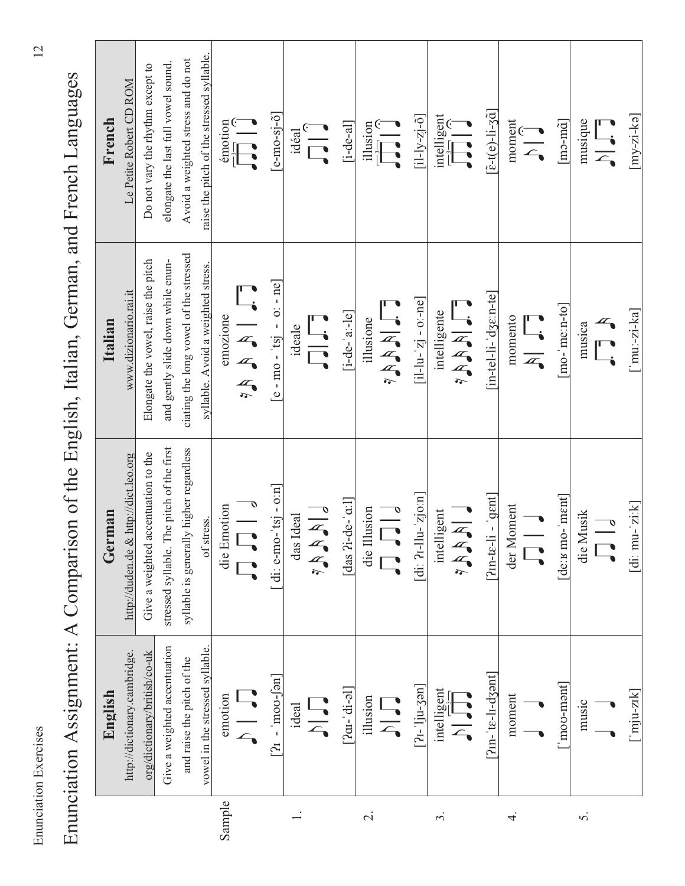# Enunciation Assignment: A Comparison of the English, Italian, German, and French Languages

| | English<br>http://dictionary.cambridge.org/dictionary/british/co-uk | German<br>http://duden.de & http://dict.leo.org | Italian<br>www.dizionario.rai.it | French<br>Le Petite Robert CD ROM |
|---|---|---|---|---|
| | Give a weighted accentuation and raise the pitch of the vowel in the stressed syllable. | Give a weighted accentuation to the stressed syllable. The pitch of the first syllable is generally higher regardless of stress. | Elongate the vowel, raise the pitch and gently slide down while enunciating the long vowel of the stressed syllable. Avoid a weighted stress. | Do not vary the rhythm except to elongate the last full vowel sound. Avoid a weighted stress and do not raise the pitch of the stressed syllable. |
| Sample | emotion<br>[ɪ - ˈmoʊ-ʃən] | die Emotion<br>[ diː e-mo-ˈtsj - oːn] | emozione<br>[e - mo - ˈtsj - oː - ne] | émotion<br>[e-mo-sj-ɔ̃] |
| 1. | ideal<br>[ʔaɪ-ˈdi-əl] | das Ideal<br>[das ʔi-de-ˈaːl] | ideale<br>[i-de-ˈaː-le] | idéal<br>[i-de-al] |
| 2. | illusion<br>[ʔɪ-ˈlju-ʒən] | die Illusion<br>[diː ʔɪ-llu-ˈzjoːn] | illusione<br>[il-lu-ˈzj - oː-ne] | illusion<br>[il-ly-zj-ɔ̃] |
| 3. | intelligent<br>[ʔɪn-ˈtɛ-lɪ-dʒənt] | intelligent<br>[ʔɪn-tɛ-li - ˈgɛnt] | intelligente<br>[in-tel-li-ˈdʒɛːn-te] | intelligent<br>[ɛ̃-t(e)-li-ʒɑ̃] |
| 4. | moment<br>[ˈmoʊ-mənt] | der Moment<br>[deːʁ mo-ˈmɛnt] | momento<br>[mo-ˈmeːn-to] | moment<br>[mɔ-mɑ̃] |
| 5. | music<br>[ˈmju-zɪk] | die Musik<br>[diː mu-ˈziːk] | musica<br>[ˈmuː-zi-ka] | musique<br>[my-zi-kə] |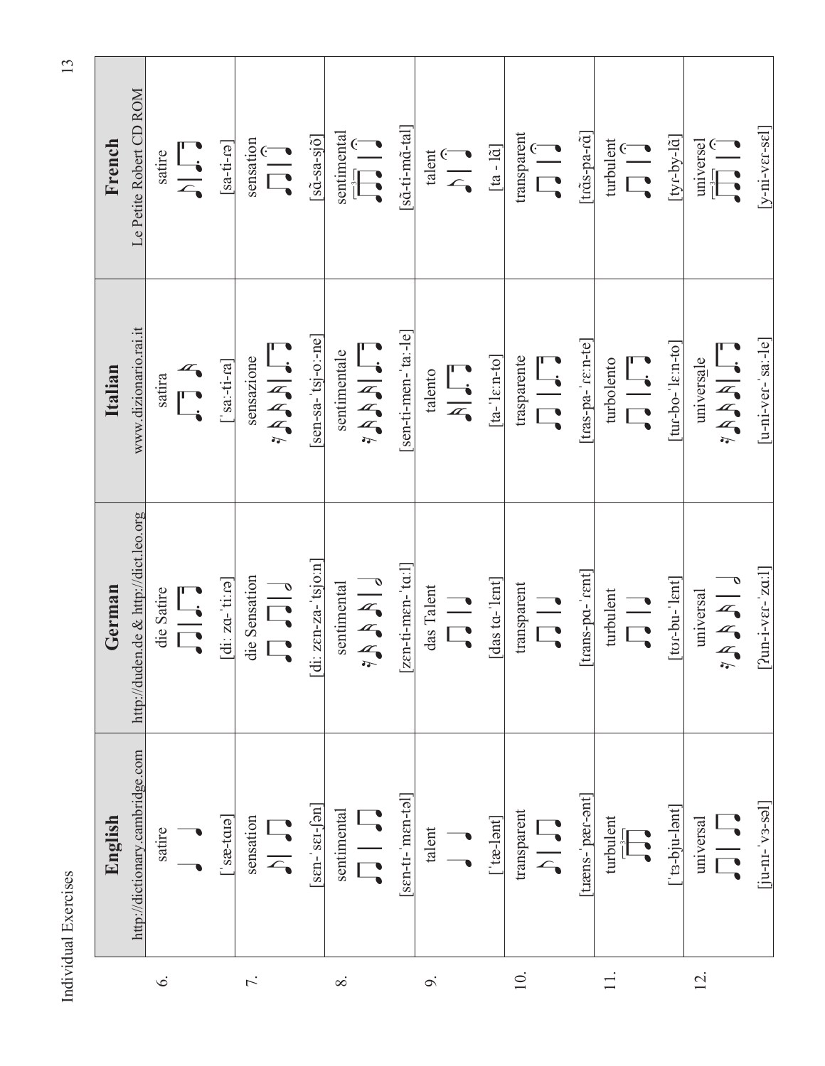| | English<br>http://dictionary.cambridge.com | German<br>http://duden.de & http://dict.leo.org | Italian<br>www.dizionario.rai.it | French<br>Le Petite Robert CD ROM |
|---|---|---|---|---|
| 6. | satire | die Satire | satira | satire |
| | [ˈsæ-taɪə] | [diː za-ˈtiː.rə] | [ˈsaː-ti-ra] | [sa-ti-ʀə] |
| 7. | sensation | die Sensation | sensazione | sensation |
| | [sɛn-ˈseɪ-ʃən] | [diː zɛn-za-ˈtsjoːn] | [sen-sa-ˈtsj-oː-ne] | [sɑ̃-sa-sjɔ̃] |
| 8. | sentimental | sentimental | sentimentale | sentimental |
| | [sɛn-tɪ-ˈmɛn-təl] | [zɛn-ti-mɛn-ˈtɑːl] | [sen-ti-men-ˈtaː-le] | [sɑ̃-ti-mɑ̃-tal] |
| 9. | talent | das Talent | talento | talent |
| | [ˈtæ-lənt] | [das tɑ-ˈlɛnt] | [ta-ˈlɛːn-to] | [ta - lɑ̃] |
| 10. | transparent | transparent | trasparente | transparent |
| | [tɹæns-ˈpær-ənt] | [trans-pɑ-ˈrɛnt] | [tras-pa-ˈrɛːn-te] | [tʀɑ̃s-pa-ʀɑ̃] |
| 11. | turbulent | turbulent | turbolento | turbulent |
| | [ˈtɜ-bju-lənt] | [tʊr-bu-ˈlɛnt] | [tur-bo-ˈlɛːn-to] | [tyʀ-by-lɑ̃] |
| 12. | universal | universal | universale | universel |
| | [ju-nɪ-ˈvɜ-səl] | [ʔun-i-vɛr-ˈzɑːl] | [u-ni-ver-ˈsaː-le] | [y-ni-vɛʀ-sɛl] |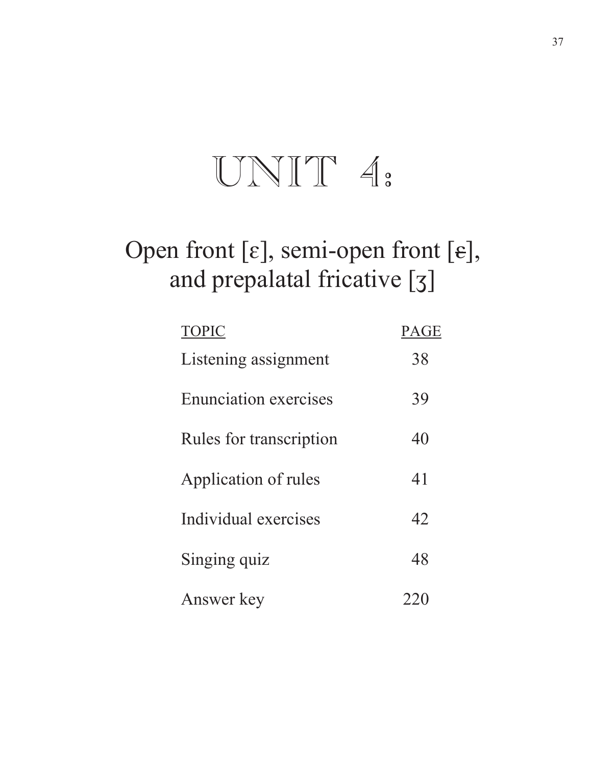# UNIT 4:

## Open front [ɛ], semi-open front [ɛ̶], and prepalatal fricative [ʒ]

| TOPIC | PAGE |
|---|---|
| Listening assignment | 38 |
| Enunciation exercises | 39 |
| Rules for transcription | 40 |
| Application of rules | 41 |
| Individual exercises | 42 |
| Singing quiz | 48 |
| Answer key | 220 |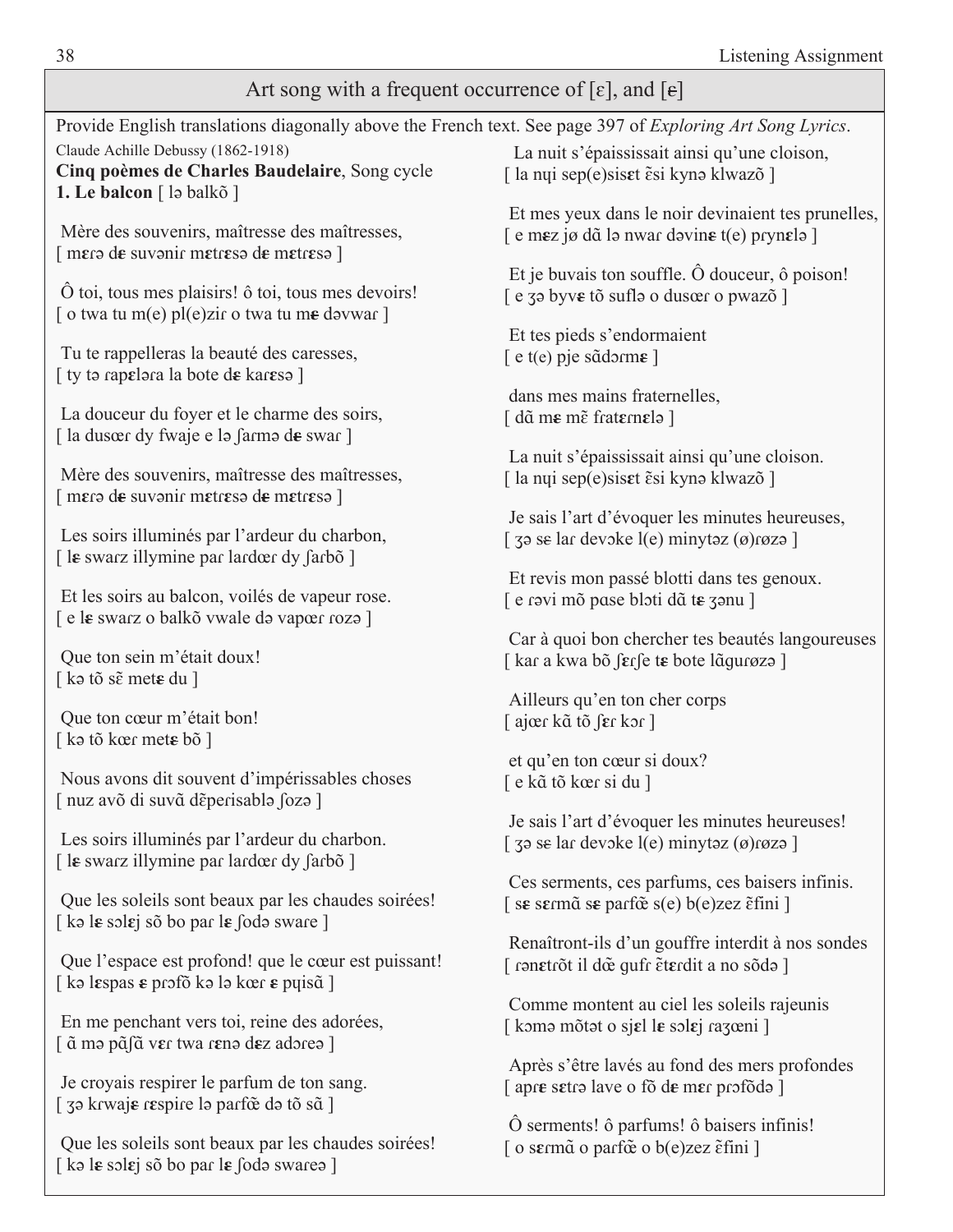## Art song with a frequent occurrence of [ɛ], and [ɛ̝]

Provide English translations diagonally above the French text. See page 397 of *Exploring Art Song Lyrics*.

Claude Achille Debussy (1862-1918)
**Cinq poèmes de Charles Baudelaire**, Song cycle
**1. Le balcon** [ lə balkõ ]

Mère des souvenirs, maîtresse des maîtresses,
[ mɛɾə dɛ̝ suvəniɾ mɛtɾɛsə dɛ̝ mɛtɾɛsə ]

Ô toi, tous mes plaisirs! ô toi, tous mes devoirs!
[ o twa tu m(e) pl(e)ziɾ o twa tu mɛ̝ dəvwaɾ ]

Tu te rappelleras la beauté des caresses,
[ ty tə ɾapɛləɾa la bote dɛ̝ kaɾɛsə ]

La douceur du foyer et le charme des soirs,
[ la dusœɾ dy fwaje e lə ʃaɾmə dɛ̝ swaɾ ]

Mère des souvenirs, maîtresse des maîtresses,
[ mɛɾə dɛ̝ suvəniɾ mɛtɾɛsə dɛ̝ mɛtɾɛsə ]

Les soirs illuminés par l'ardeur du charbon,
[ lɛ̝ swaɾz illymine paɾ laɾdœɾ dy ʃaɾbõ ]

Et les soirs au balcon, voilés de vapeur rose.
[ e lɛ̝ swaɾz o balkõ vwale də vapœɾ ɾozə ]

Que ton sein m'était doux!
[ kə tõ sɛ̃ metɛ̝ du ]

Que ton cœur m'était bon!
[ kə tõ kœɾ metɛ̝ bõ ]

Nous avons dit souvent d'impérissables choses
[ nuz avõ di suvɑ̃ dɛ̃peɾisablə ʃozə ]

Les soirs illuminés par l'ardeur du charbon.
[ lɛ̝ swaɾz illymine paɾ laɾdœɾ dy ʃaɾbõ ]

Que les soleils sont beaux par les chaudes soirées!
[ kə lɛ̝ sɔlɛj sõ bo paɾ lɛ̝ ʃodə swaɾe ]

Que l'espace est profond! que le cœur est puissant!
[ kə lɛspas ɛ̝ pɾɔfõ kə lə kœɾ ɛ̝ pɥisɑ̃ ]

En me penchant vers toi, reine des adorées,
[ ɑ̃ mə pɑ̃ʃɑ̃ vɛɾ twa ɾɛnə dɛ̝z adɔɾeə ]

Je croyais respirer le parfum de ton sang.
[ ʒə kɾwajɛ̝ ɾɛspiɾe lə paɾfœ̃ də tõ sɑ̃ ]

Que les soleils sont beaux par les chaudes soirées!
[ kə lɛ̝ sɔlɛj sõ bo paɾ lɛ̝ ʃodə swaɾeə ]

La nuit s'épaississait ainsi qu'une cloison,
[ la nɥi sep(e)sisɛt ɛ̃si kynə klwazõ ]

Et mes yeux dans le noir devinaient tes prunelles,
[ e mɛ̝z jø dɑ̃ lə nwaɾ dəvinɛ̝ t(e) pɾynɛlə ]

Et je buvais ton souffle. Ô douceur, ô poison!
[ e ʒə byvɛ̝ tõ suflə o dusœɾ o pwazõ ]

Et tes pieds s'endormaient
[ e t(e) pje sɑ̃dɔɾmɛ̝ ]

dans mes mains fraternelles,
[ dɑ̃ mɛ̝ mɛ̃ fɾatɛɾnɛlə ]

La nuit s'épaississait ainsi qu'une cloison.
[ la nɥi sep(e)sisɛt ɛ̃si kynə klwazõ ]

Je sais l'art d'évoquer les minutes heureuses,
[ ʒə sɛ̝ laɾ devɔke l(e) minytəz (ø)ɾøzə ]

Et revis mon passé blotti dans tes genoux.
[ e ɾəvi mõ pɑse blɔti dɑ̃ tɛ̝ ʒənu ]

Car à quoi bon chercher tes beautés langoureuses
[ kaɾ a kwa bõ ʃɛɾʃe tɛ̝ bote lɑ̃guɾøzə ]

Ailleurs qu'en ton cher corps
[ ajœɾ kɑ̃ tõ ʃɛɾ kɔɾ ]

et qu'en ton cœur si doux?
[ e kɑ̃ tõ kœɾ si du ]

Je sais l'art d'évoquer les minutes heureuses!
[ ʒə sɛ̝ laɾ devɔke l(e) minytəz (ø)ɾøzə ]

Ces serments, ces parfums, ces baisers infinis.
[ sɛ̝ sɛɾmɑ̃ sɛ̝ paɾfœ̃ s(e) b(e)zez ɛ̃fini ]

Renaîtront-ils d'un gouffre interdit à nos sondes
[ ɾənɛ̝tɾõt il dœ̃ gufɾ ɛ̃tɛɾdit a no sõdə ]

Comme montent au ciel les soleils rajeunis
[ kɔmə mõtət o sjɛl lɛ̝ sɔlɛj ɾaʒœni ]

Après s'être lavés au fond des mers profondes
[ apɾɛ̝ sɛtɾə lave o fõ dɛ̝ mɛɾ pɾɔfõdə ]

Ô serments! ô parfums! ô baisers infinis!
[ o sɛɾmɑ̃ o paɾfœ̃ o b(e)zez ɛ̃fini ]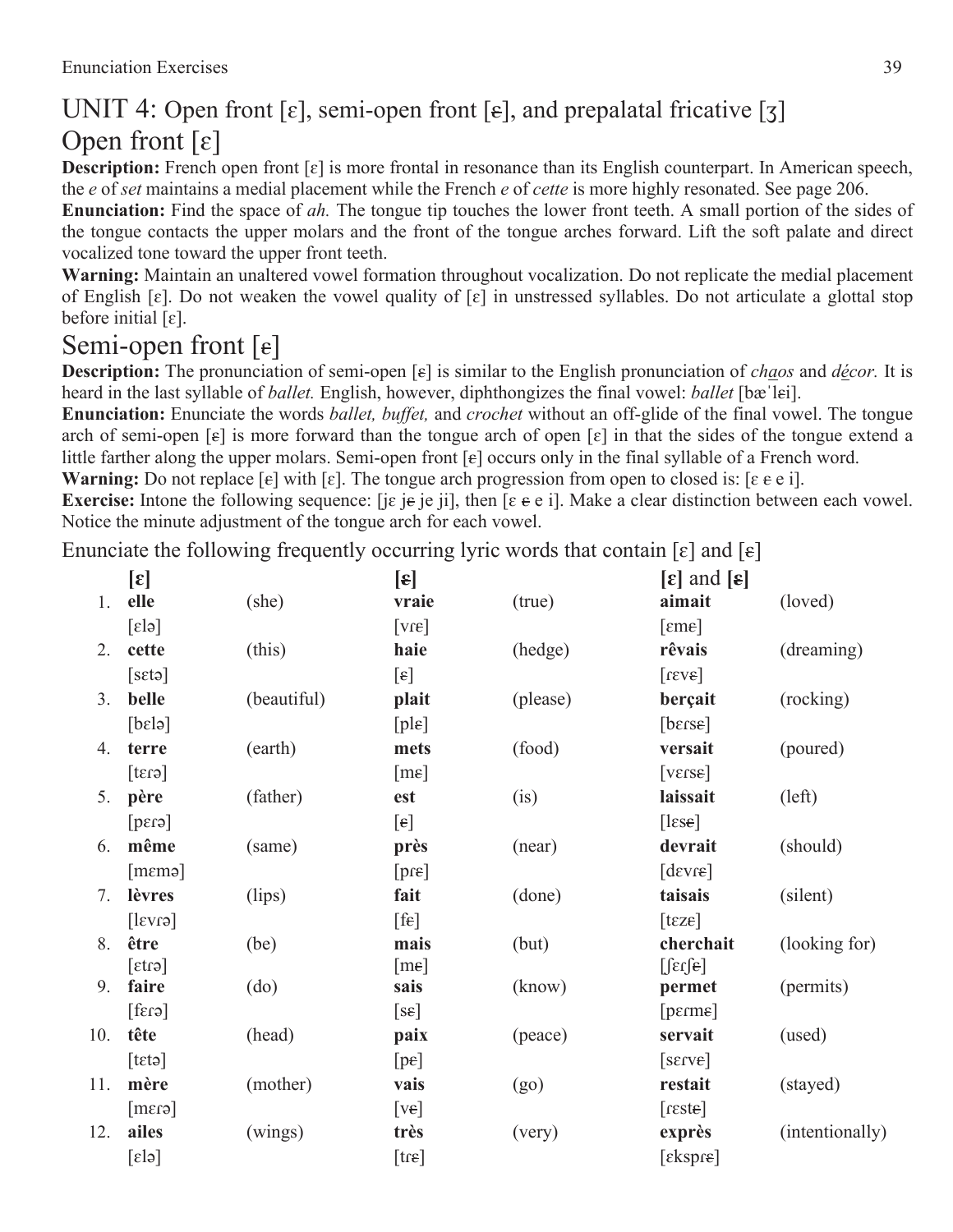# UNIT 4: Open front [ɛ], semi-open front [ɛ̶], and prepalatal fricative [ʒ]

## Open front [ɛ]

**Description:** French open front [ɛ] is more frontal in resonance than its English counterpart. In American speech, the *e* of *set* maintains a medial placement while the French *e* of *cette* is more highly resonated. See page 206.

**Enunciation:** Find the space of *ah.* The tongue tip touches the lower front teeth. A small portion of the sides of the tongue contacts the upper molars and the front of the tongue arches forward. Lift the soft palate and direct vocalized tone toward the upper front teeth.

**Warning:** Maintain an unaltered vowel formation throughout vocalization. Do not replicate the medial placement of English [ɛ]. Do not weaken the vowel quality of [ɛ] in unstressed syllables. Do not articulate a glottal stop before initial [ɛ].

## Semi-open front [ɛ̶]

**Description:** The pronunciation of semi-open [ɛ̶] is similar to the English pronunciation of *chaos* and *décor.* It is heard in the last syllable of *ballet.* English, however, diphthongizes the final vowel: *ballet* [bæˈlɛi].

**Enunciation:** Enunciate the words *ballet, buffet,* and *crochet* without an off-glide of the final vowel. The tongue arch of semi-open [ɛ̶] is more forward than the tongue arch of open [ɛ] in that the sides of the tongue extend a little farther along the upper molars. Semi-open front [ɛ̶] occurs only in the final syllable of a French word.

**Warning:** Do not replace [ɛ̶] with [ɛ]. The tongue arch progression from open to closed is: [ɛ ɛ̶ e i].

**Exercise:** Intone the following sequence: [jɛ jɛ̶ je ji], then [ɛ ɛ̶ e i]. Make a clear distinction between each vowel. Notice the minute adjustment of the tongue arch for each vowel.

Enunciate the following frequently occurring lyric words that contain [ɛ] and [ɛ̶]

| | [ɛ] | | [ɛ̶] | | [ɛ] and [ɛ̶] | |
|---|---|---|---|---|---|---|
| 1. | **elle** [ɛlə] | (she) | **vraie** [vɾɛ̶] | (true) | **aimait** [ɛmɛ̶] | (loved) |
| 2. | **cette** [sɛtə] | (this) | **haie** [ɛ̶] | (hedge) | **rêvais** [ɾɛvɛ̶] | (dreaming) |
| 3. | **belle** [bɛlə] | (beautiful) | **plait** [plɛ̶] | (please) | **berçait** [bɛɾsɛ̶] | (rocking) |
| 4. | **terre** [tɛɾə] | (earth) | **mets** [mɛ̶] | (food) | **versait** [vɛɾsɛ̶] | (poured) |
| 5. | **père** [pɛɾə] | (father) | **est** [ɛ̶] | (is) | **laissait** [lɛsɛ̶] | (left) |
| 6. | **même** [mɛmə] | (same) | **près** [pɾɛ̶] | (near) | **devrait** [dɛvɾɛ̶] | (should) |
| 7. | **lèvres** [lɛvɾə] | (lips) | **fait** [fɛ̶] | (done) | **taisais** [tɛzɛ̶] | (silent) |
| 8. | **être** [ɛtɾə] | (be) | **mais** [mɛ̶] | (but) | **cherchait** [ʃɛɾʃɛ̶] | (looking for) |
| 9. | **faire** [fɛɾə] | (do) | **sais** [sɛ̶] | (know) | **permet** [pɛɾmɛ̶] | (permits) |
| 10. | **tête** [tɛtə] | (head) | **paix** [pɛ̶] | (peace) | **servait** [sɛɾvɛ̶] | (used) |
| 11. | **mère** [mɛɾə] | (mother) | **vais** [vɛ̶] | (go) | **restait** [ɾɛstɛ̶] | (stayed) |
| 12. | **ailes** [ɛlə] | (wings) | **très** [tɾɛ̶] | (very) | **exprès** [ɛkspɾɛ̶] | (intentionally) |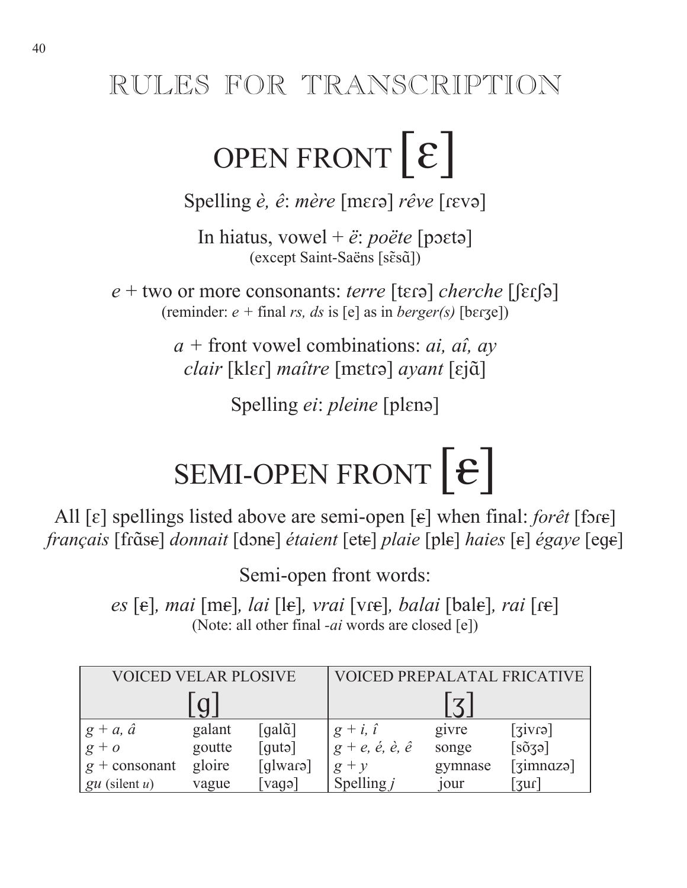# RULES FOR TRANSCRIPTION

## OPEN FRONT [ɛ]

Spelling *è, ê*: *mère* [mɛɾə] *rêve* [ɾɛvə]

In hiatus, vowel + *ë*: *poëte* [pɔɛtə]
(except Saint-Saëns [sɛ̃sɑ̃])

*e* + two or more consonants: *terre* [tɛɾə] *cherche* [ʃɛɾʃə]
(reminder: *e* + final *rs, ds* is [e] as in *berger(s)* [bɛɾʒe])

*a* + front vowel combinations: *ai, aî, ay*
*clair* [klɛɾ] *maître* [mɛtɾə] *ayant* [ɛjɑ̃]

Spelling *ei*: *pleine* [plɛnə]

## SEMI-OPEN FRONT [ɇ]

All [ɛ] spellings listed above are semi-open [ɇ] when final: *forêt* [fɔɾɇ] *français* [fɾɑ̃sɇ] *donnait* [dɔnɇ] *étaient* [etɇ] *plaie* [plɇ] *haies* [ɇ] *égaye* [egɇ]

Semi-open front words:

*es* [ɇ], *mai* [mɇ], *lai* [lɇ], *vrai* [vɾɇ], *balai* [balɇ], *rai* [ɾɇ]
(Note: all other final *-ai* words are closed [e])

| VOICED VELAR PLOSIVE [g] | | | VOICED PREPALATAL FRICATIVE [ʒ] | | |
|---|---|---|---|---|---|
| *g + a, â* | galant | [galɑ̃] | *g + i, î* | givre | [ʒivɾə] |
| *g + o* | goutte | [gutə] | *g + e, é, è, ê* | songe | [sõʒə] |
| *g* + consonant | gloire | [glwaɾə] | *g + y* | gymnase | [ʒimnɑzə] |
| *gu* (silent *u*) | vague | [vagə] | Spelling *j* | jour | [ʒuɾ] |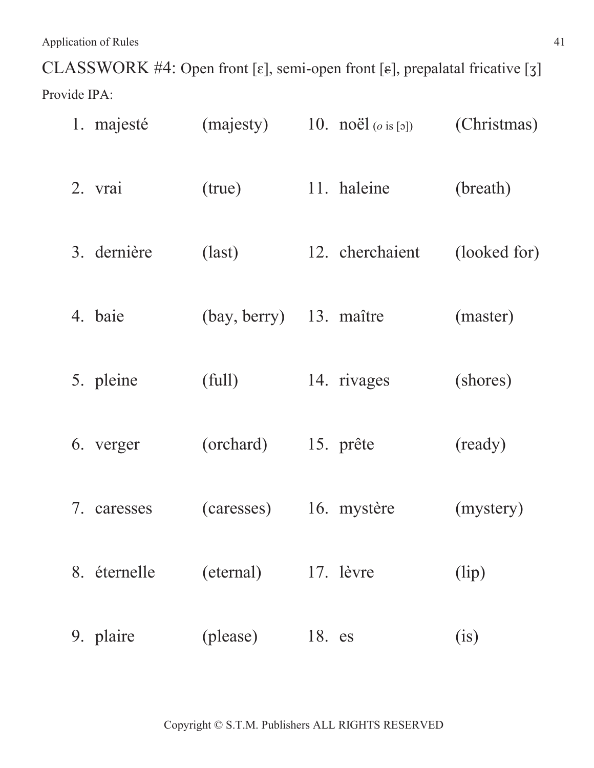CLASSWORK #4: Open front [ɛ], semi-open front [ɇ], prepalatal fricative [ʒ]

Provide IPA:

1. majesté (majesty)
2. vrai (true)
3. dernière (last)
4. baie (bay, berry)
5. pleine (full)
6. verger (orchard)
7. caresses (caresses)
8. éternelle (eternal)
9. plaire (please)
10. noël (*o* is [ɔ]) (Christmas)
11. haleine (breath)
12. cherchaient (looked for)
13. maître (master)
14. rivages (shores)
15. prête (ready)
16. mystère (mystery)
17. lèvre (lip)
18. es (is)

Copyright © S.T.M. Publishers ALL RIGHTS RESERVED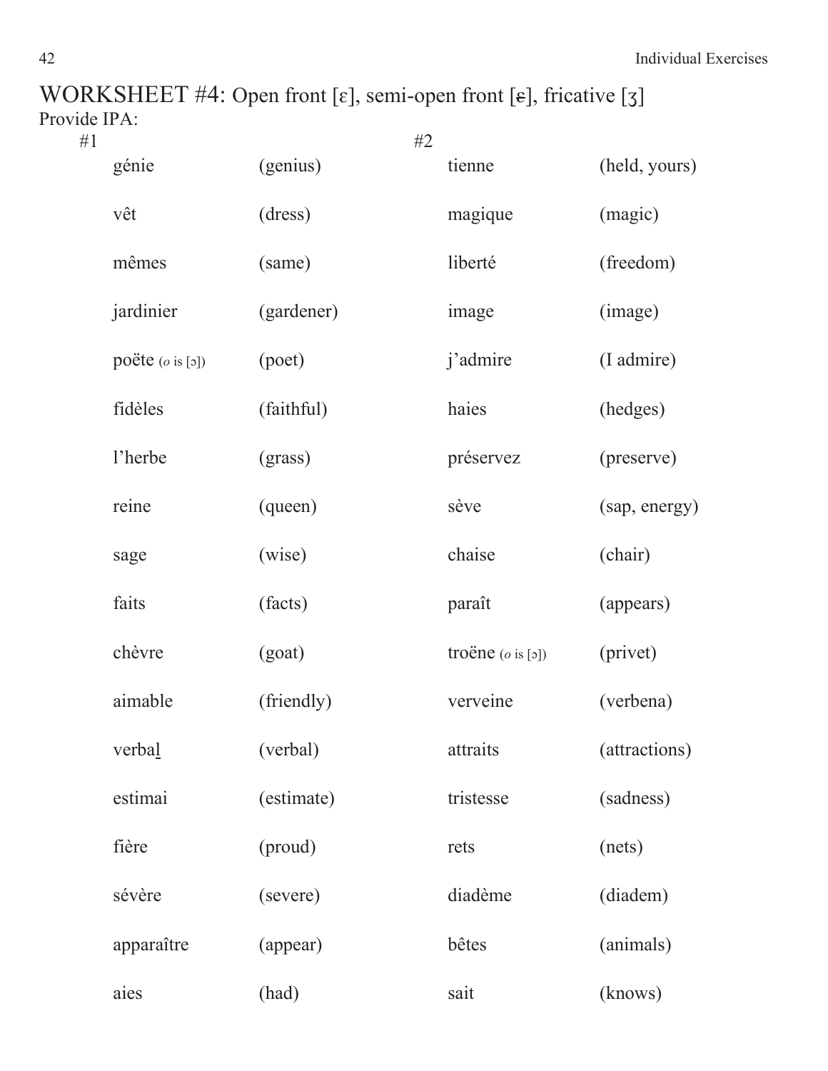# WORKSHEET #4: Open front [ɛ], semi-open front [ɛ̝], fricative [ʒ]

Provide IPA:

#1

| | |
|---|---|
| génie | (genius) |
| vêt | (dress) |
| mêmes | (same) |
| jardinier | (gardener) |
| poëte (*o* is [ɔ]) | (poet) |
| fidèles | (faithful) |
| l'herbe | (grass) |
| reine | (queen) |
| sage | (wise) |
| faits | (facts) |
| chèvre | (goat) |
| aimable | (friendly) |
| verbal | (verbal) |
| estimai | (estimate) |
| fière | (proud) |
| sévère | (severe) |
| apparaître | (appear) |
| aies | (had) |

#2

| | |
|---|---|
| tienne | (held, yours) |
| magique | (magic) |
| liberté | (freedom) |
| image | (image) |
| j'admire | (I admire) |
| haies | (hedges) |
| préservez | (preserve) |
| sève | (sap, energy) |
| chaise | (chair) |
| paraît | (appears) |
| troëne (*o* is [ɔ]) | (privet) |
| verveine | (verbena) |
| attraits | (attractions) |
| tristesse | (sadness) |
| rets | (nets) |
| diadème | (diadem) |
| bêtes | (animals) |
| sait | (knows) |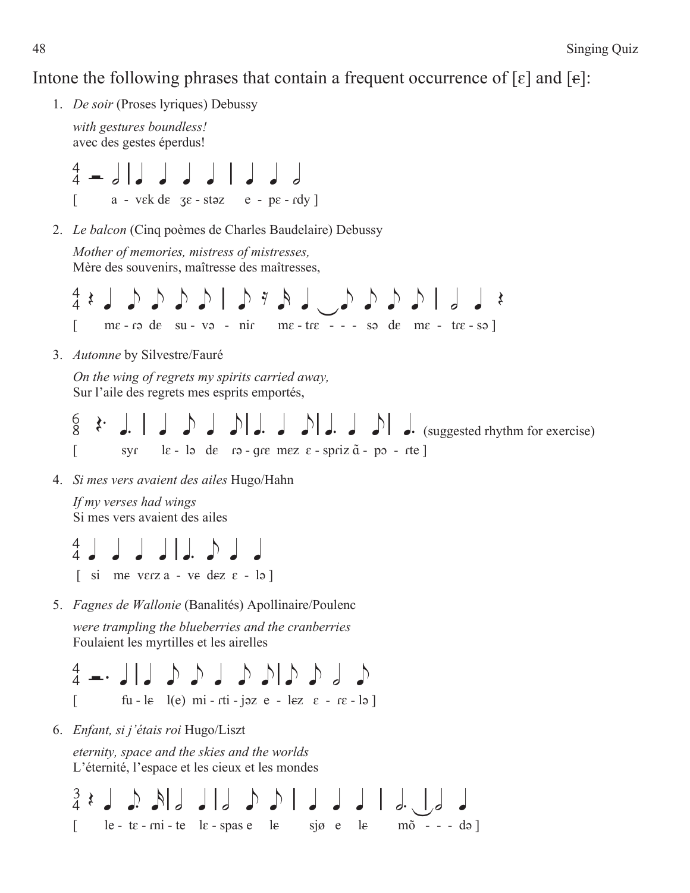Intone the following phrases that contain a frequent occurrence of [ɛ] and [ɛ̝]:

1. *De soir* (Proses lyriques) Debussy

   *with gestures boundless!*
   avec des gestes éperdus!

   4/4

   [ a - vɛk dɛ̝ ʒɛ - stəz e - pɛ - ɾdy ]

2. *Le balcon* (Cinq poèmes de Charles Baudelaire) Debussy

   *Mother of memories, mistress of mistresses,*
   Mère des souvenirs, maîtresse des maîtresses,

   4/4

   [ mɛ - ɾə dɛ̝ su - və - niɾ mɛ - tɾɛ - - - sə dɛ̝ mɛ - tɾɛ - sə ]

3. *Automne* by Silvestre/Fauré

   *On the wing of regrets my spirits carried away,*
   Sur l'aile des regrets mes esprits emportés,

   6/8 (suggested rhythm for exercise)

   [ syɾ lɛ - lə dɛ̝ ɾə - gɾɛ mɛ̝z ɛ - spɾiz ɑ̃ - pɔ - ɾte ]

4. *Si mes vers avaient des ailes* Hugo/Hahn

   *If my verses had wings*
   Si mes vers avaient des ailes

   4/4

   [ si mɛ̝ vɛɾz a - vɛ̝ dɛ̝z ɛ - lə ]

5. *Fagnes de Wallonie* (Banalités) Apollinaire/Poulenc

   *were trampling the blueberries and the cranberries*
   Foulaient les myrtilles et les airelles

   4/4

   [ fu - lɛ̝ l(e) mi - ɾti - jəz e - lɛ̝z ɛ - ɾɛ - lə ]

6. *Enfant, si j'étais roi* Hugo/Liszt

   *eternity, space and the skies and the worlds*
   L'éternité, l'espace et les cieux et les mondes

   3/4

   [ le - tɛ - ɾni - te lɛ - spas e lɛ̝ sjø e lɛ̝ mõ - - - də ]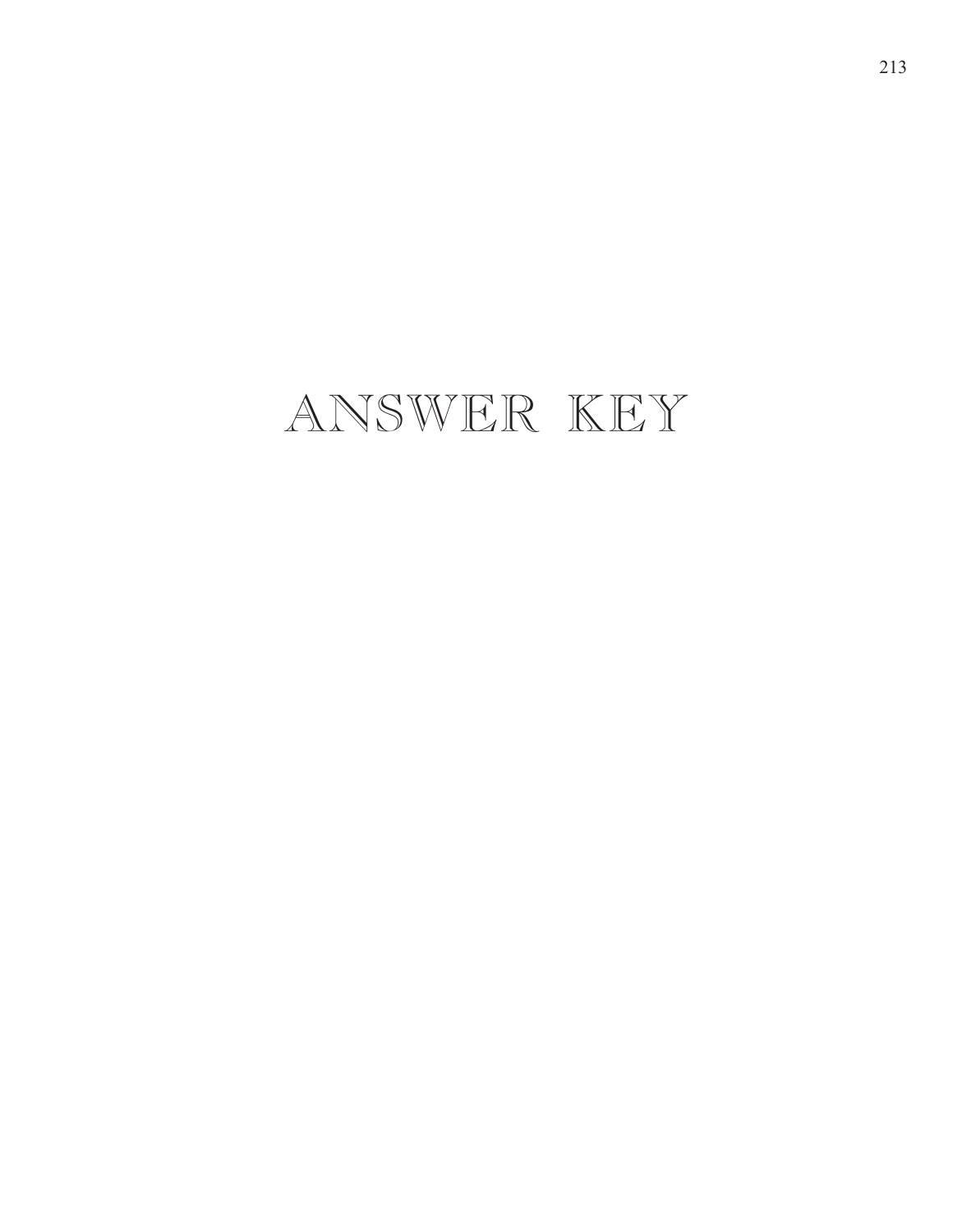# ANSWER KEY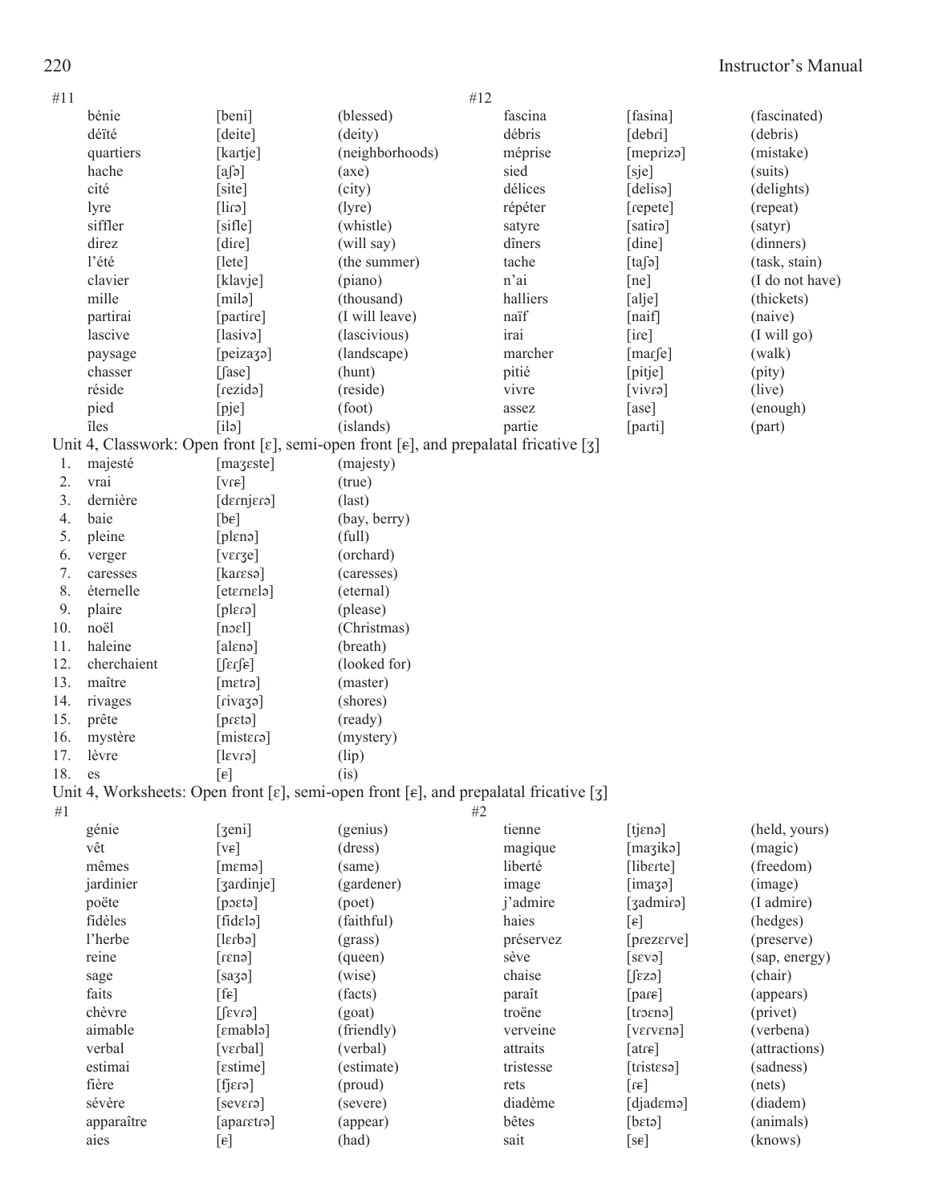#11

| | | |
|---|---|---|
| bénie | [beni] | (blessed) |
| déïté | [deite] | (deity) |
| quartiers | [kartje] | (neighborhoods) |
| hache | [aʃə] | (axe) |
| cité | [site] | (city) |
| lyre | [liɾə] | (lyre) |
| siffler | [sifle] | (whistle) |
| direz | [diɾe] | (will say) |
| l'été | [lete] | (the summer) |
| clavier | [klavje] | (piano) |
| mille | [milə] | (thousand) |
| partirai | [partiɾe] | (I will leave) |
| lascive | [lasivə] | (lascivious) |
| paysage | [peizaʒə] | (landscape) |
| chasser | [ʃase] | (hunt) |
| réside | [ɾezidə] | (reside) |
| pied | [pje] | (foot) |
| îles | [ilə] | (islands) |

#12

| | | |
|---|---|---|
| fascina | [fasina] | (fascinated) |
| débris | [debɾi] | (debris) |
| méprise | [mepɾizə] | (mistake) |
| sied | [sje] | (suits) |
| délices | [delisə] | (delights) |
| répéter | [ɾepete] | (repeat) |
| satyre | [satiɾə] | (satyr) |
| dîners | [dine] | (dinners) |
| tache | [taʃə] | (task, stain) |
| n'ai | [ne] | (I do not have) |
| halliers | [alje] | (thickets) |
| naïf | [naif] | (naive) |
| irai | [iɾe] | (I will go) |
| marcher | [maɾʃe] | (walk) |
| pitié | [pitje] | (pity) |
| vivre | [vivɾə] | (live) |
| assez | [ase] | (enough) |
| partie | [paɾti] | (part) |

Unit 4, Classwork: Open front [ɛ], semi-open front [ɇ], and prepalatal fricative [ʒ]

| | | | |
|---|---|---|---|
| 1. | majesté | [maʒɛste] | (majesty) |
| 2. | vrai | [vɾɇ] | (true) |
| 3. | dernière | [dɛɾnjɛɾə] | (last) |
| 4. | baie | [bɇ] | (bay, berry) |
| 5. | pleine | [plɛnə] | (full) |
| 6. | verger | [vɛɾʒe] | (orchard) |
| 7. | caresses | [kaɾɛsə] | (caresses) |
| 8. | éternelle | [etɛɾnɛlə] | (eternal) |
| 9. | plaire | [plɛɾə] | (please) |
| 10. | noël | [nɔɛl] | (Christmas) |
| 11. | haleine | [alɛnə] | (breath) |
| 12. | cherchaient | [ʃɛɾʃɇ] | (looked for) |
| 13. | maître | [mɛtɾə] | (master) |
| 14. | rivages | [ɾivaʒə] | (shores) |
| 15. | prête | [pɾɛtə] | (ready) |
| 16. | mystère | [mistɛɾə] | (mystery) |
| 17. | lèvre | [lɛvɾə] | (lip) |
| 18. | es | [ɇ] | (is) |

Unit 4, Worksheets: Open front [ɛ], semi-open front [ɇ], and prepalatal fricative [ʒ]

#1

| | | |
|---|---|---|
| génie | [ʒeni] | (genius) |
| vêt | [vɇ] | (dress) |
| mêmes | [mɛmə] | (same) |
| jardinier | [ʒardinje] | (gardener) |
| poëte | [pɔɛtə] | (poet) |
| fidèles | [fidɛlə] | (faithful) |
| l'herbe | [lɛɾbə] | (grass) |
| reine | [ɾɛnə] | (queen) |
| sage | [saʒə] | (wise) |
| faits | [fɇ] | (facts) |
| chèvre | [ʃɛvɾə] | (goat) |
| aimable | [ɛmablə] | (friendly) |
| verbal | [vɛɾbal] | (verbal) |
| estimai | [ɛstime] | (estimate) |
| fière | [fjɛɾə] | (proud) |
| sévère | [sevɛɾə] | (severe) |
| apparaître | [apaɾɛtɾə] | (appear) |
| aies | [ɇ] | (had) |

#2

| | | |
|---|---|---|
| tienne | [tjɛnə] | (held, yours) |
| magique | [maʒikə] | (magic) |
| liberté | [libɛɾte] | (freedom) |
| image | [imaʒə] | (image) |
| j'admire | [ʒadmiɾə] | (I admire) |
| haies | [ɇ] | (hedges) |
| préservez | [pɾezɛɾve] | (preserve) |
| sève | [sɛvə] | (sap, energy) |
| chaise | [ʃɛzə] | (chair) |
| paraît | [paɾɇ] | (appears) |
| troëne | [tɾɔɛnə] | (privet) |
| verveine | [vɛɾvɛnə] | (verbena) |
| attraits | [atɾɇ] | (attractions) |
| tristesse | [tɾistɛsə] | (sadness) |
| rets | [ɾɇ] | (nets) |
| diadème | [djadɛmə] | (diadem) |
| bêtes | [bɛtə] | (animals) |
| sait | [sɇ] | (knows) |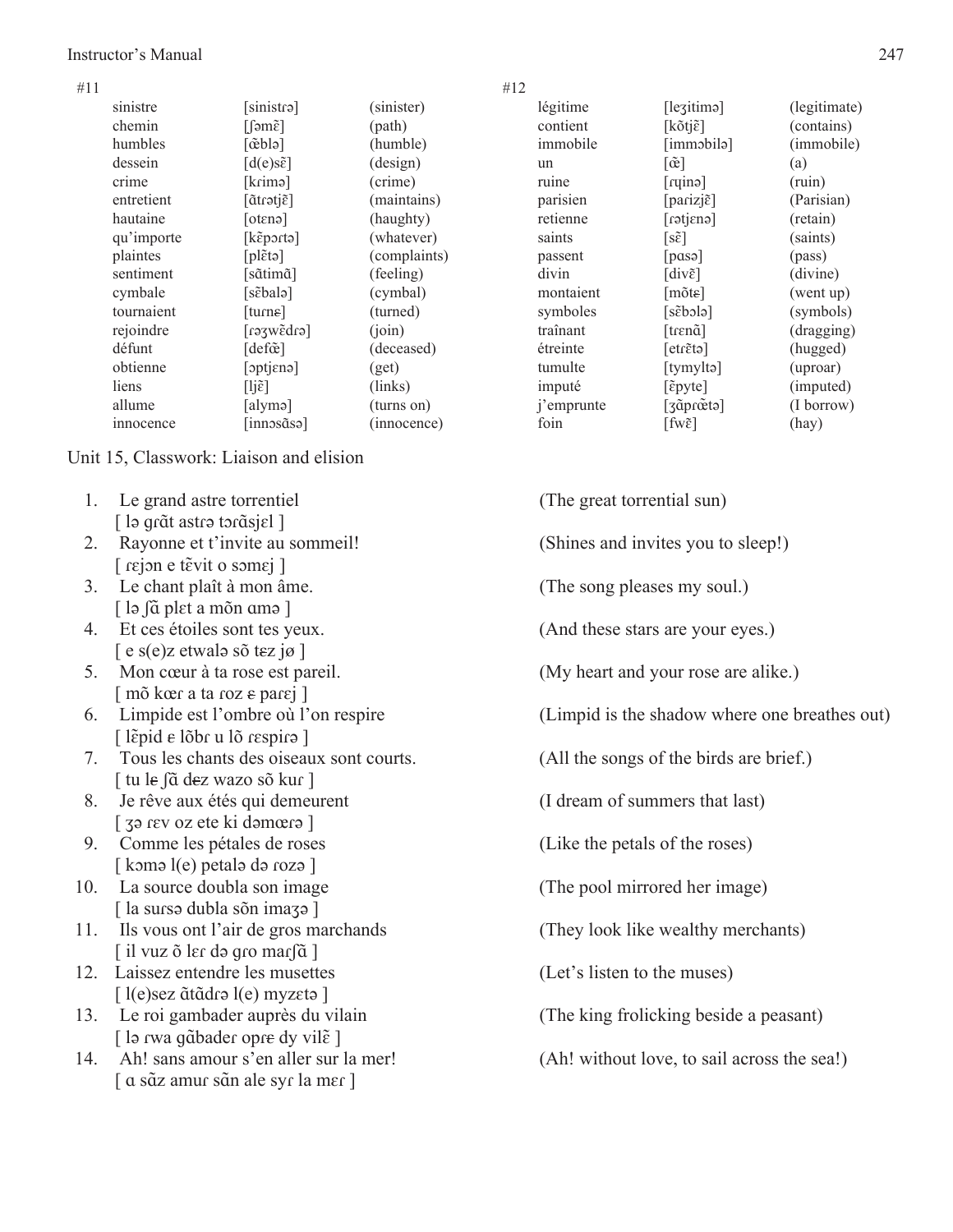#11

| | | |
|---|---|---|
| sinistre | [sinistɾə] | (sinister) |
| chemin | [ʃəmɛ̃] | (path) |
| humbles | [œ̃blə] | (humble) |
| dessein | [d(e)sɛ̃] | (design) |
| crime | [kɾimə] | (crime) |
| entretient | [ɑ̃tɾətjɛ̃] | (maintains) |
| hautaine | [otɛnə] | (haughty) |
| qu'importe | [kɛ̃pɔɾtə] | (whatever) |
| plaintes | [plɛ̃tə] | (complaints) |
| sentiment | [sɑ̃timɑ̃] | (feeling) |
| cymbale | [sɛ̃balə] | (cymbal) |
| tournaient | [tuɾnɛ] | (turned) |
| rejoindre | [ɾəʒwɛ̃dɾə] | (join) |
| défunt | [defœ̃] | (deceased) |
| obtienne | [ɔptjɛnə] | (get) |
| liens | [ljɛ̃] | (links) |
| allume | [alymə] | (turns on) |
| innocence | [innɔsɑ̃sə] | (innocence) |

#12

| | | |
|---|---|---|
| légitime | [leʒitimə] | (legitimate) |
| contient | [kɔ̃tjɛ̃] | (contains) |
| immobile | [immɔbilə] | (immobile) |
| un | [œ̃] | (a) |
| ruine | [ɾɥinə] | (ruin) |
| parisien | [paɾizjɛ̃] | (Parisian) |
| retienne | [ɾətjɛnə] | (retain) |
| saints | [sɛ̃] | (saints) |
| passent | [pɑsə] | (pass) |
| divin | [divɛ̃] | (divine) |
| montaient | [mɔ̃tɛ] | (went up) |
| symboles | [sɛ̃bɔlə] | (symbols) |
| traînant | [tɾɛnɑ̃] | (dragging) |
| étreinte | [etɾɛ̃tə] | (hugged) |
| tumulte | [tymyltə] | (uproar) |
| imputé | [ɛ̃pyte] | (imputed) |
| j'emprunte | [ʒɑ̃pɾœ̃tə] | (I borrow) |
| foin | [fwɛ̃] | (hay) |

Unit 15, Classwork: Liaison and elision

1. Le grand astre torrentiel — (The great torrential sun)
   [ lə gɾɑ̃t astɾə tɔɾɑ̃sjɛl ]
2. Rayonne et t'invite au sommeil! — (Shines and invites you to sleep!)
   [ ɾɛjɔn e tɛ̃vit o sɔmɛj ]
3. Le chant plaît à mon âme. — (The song pleases my soul.)
   [ lə ʃɑ̃ plɛt a mɔ̃n ɑmə ]
4. Et ces étoiles sont tes yeux. — (And these stars are your eyes.)
   [ e s(e)z etwalə sɔ̃ tɛz jø ]
5. Mon cœur à ta rose est pareil. — (My heart and your rose are alike.)
   [ mɔ̃ kœɾ a ta ɾoz ɛ paɾɛj ]
6. Limpide est l'ombre où l'on respire — (Limpid is the shadow where one breathes out)
   [ lɛ̃pid ɛ lɔ̃bɾ u lɔ̃ ɾɛspiɾə ]
7. Tous les chants des oiseaux sont courts. — (All the songs of the birds are brief.)
   [ tu lɛ ʃɑ̃ dɛz wazo sɔ̃ kuɾ ]
8. Je rêve aux étés qui demeurent — (I dream of summers that last)
   [ ʒə ɾɛv oz ete ki dəmœɾə ]
9. Comme les pétales de roses — (Like the petals of the roses)
   [ kɔmə l(e) petalə də ɾozə ]
10. La source doubla son image — (The pool mirrored her image)
    [ la suɾsə dubla sɔ̃n imaʒə ]
11. Ils vous ont l'air de gros marchands — (They look like wealthy merchants)
    [ il vuz ɔ̃ lɛɾ də gɾo maɾʃɑ̃ ]
12. Laissez entendre les musettes — (Let's listen to the muses)
    [ l(e)sez ɑ̃tɑ̃dɾə l(e) myzɛtə ]
13. Le roi gambader auprès du vilain — (The king frolicking beside a peasant)
    [ lə ɾwa gɑ̃badeɾ opɾɛ dy vilɛ̃ ]
14. Ah! sans amour s'en aller sur la mer! — (Ah! without love, to sail across the sea!)
    [ ɑ sɑ̃z amuɾ sɑ̃n ale syɾ la mɛɾ ]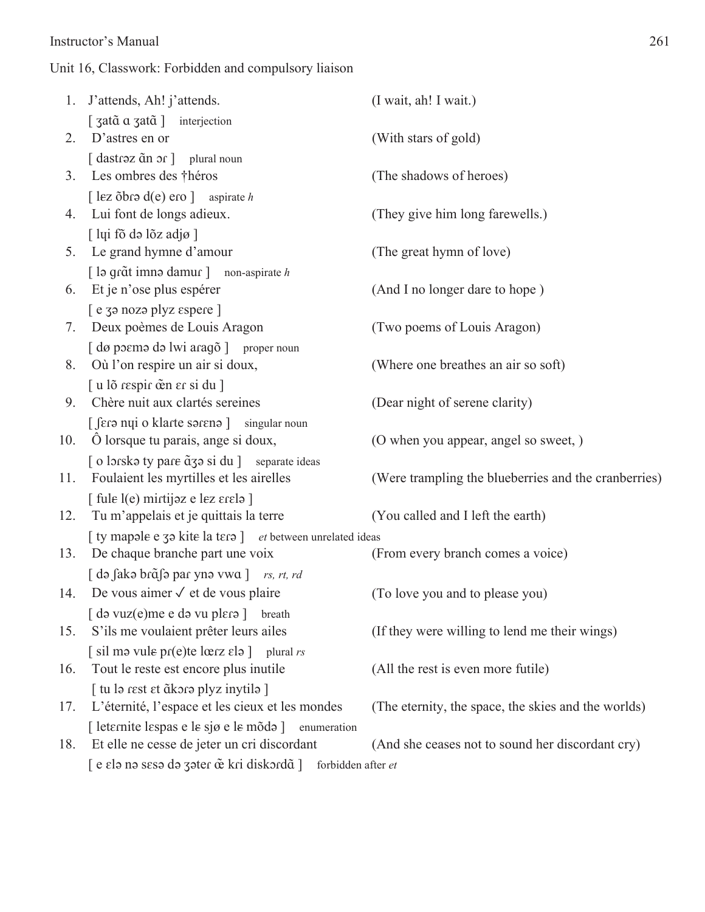Unit 16, Classwork: Forbidden and compulsory liaison

1. J'attends, Ah! j'attends. (I wait, ah! I wait.)
   [ ʒatɑ̃ ɑ ʒatɑ̃ ] interjection
2. D'astres en or (With stars of gold)
   [ dastɾəz ɑ̃n ɔɾ ] plural noun
3. Les ombres des †héros (The shadows of heroes)
   [ lɛz ɔ̃bɾə d(e) eɾo ] aspirate *h*
4. Lui font de longs adieux. (They give him long farewells.)
   [ lɥi fɔ̃ də lɔ̃z adjø ]
5. Le grand hymne d'amour (The great hymn of love)
   [ lə gɾɑ̃t imnə damuɾ ] non-aspirate *h*
6. Et je n'ose plus espérer (And I no longer dare to hope )
   [ e ʒə nozə plyz ɛspeɾe ]
7. Deux poèmes de Louis Aragon (Two poems of Louis Aragon)
   [ dø pɔɛmə də lwi aɾagɔ̃ ] proper noun
8. Où l'on respire un air si doux, (Where one breathes an air so soft)
   [ u lɔ̃ ɾɛspiɾ œ̃n ɛɾ si du ]
9. Chère nuit aux clartés sereines (Dear night of serene clarity)
   [ ʃɛɾə nɥi o klaɾte səɾɛnə ] singular noun
10. Ô lorsque tu parais, ange si doux, (O when you appear, angel so sweet, )
    [ o lɔɾskə ty paɾɛ ɑ̃ʒə si du ] separate ideas
11. Foulaient les myrtilles et les airelles (Were trampling the blueberries and the cranberries)
    [ fulɛ l(e) miɾtijəz e lɛz ɛɾɛlə ]
12. Tu m'appelais et je quittais la terre (You called and I left the earth)
    [ ty mapəlɛ e ʒə kitɛ la tɛɾə ] *et* between unrelated ideas
13. De chaque branche part une voix (From every branch comes a voice)
    [ də ʃakə bɾɑ̃ʃə paɾ ynə vwɑ ] *rs, rt, rd*
14. De vous aimer ✓ et de vous plaire (To love you and to please you)
    [ də vuz(e)me e də vu plɛɾə ] breath
15. S'ils me voulaient prêter leurs ailes (If they were willing to lend me their wings)
    [ sil mə vulɛ pɾ(e)te lœɾz ɛlə ] plural *rs*
16. Tout le reste est encore plus inutile (All the rest is even more futile)
    [ tu lə ɾɛst ɛt ɑ̃kɔɾə plyz inytilə ]
17. L'éternité, l'espace et les cieux et les mondes (The eternity, the space, the skies and the worlds)
    [ letɛɾnite lɛspas e lɛ sjø e lɛ mɔ̃də ] enumeration
18. Et elle ne cesse de jeter un cri discordant (And she ceases not to sound her discordant cry)
    [ e ɛlə nə sɛsə də ʒəteɾ œ̃ kɾi diskɔɾdɑ̃ ] forbidden after *et*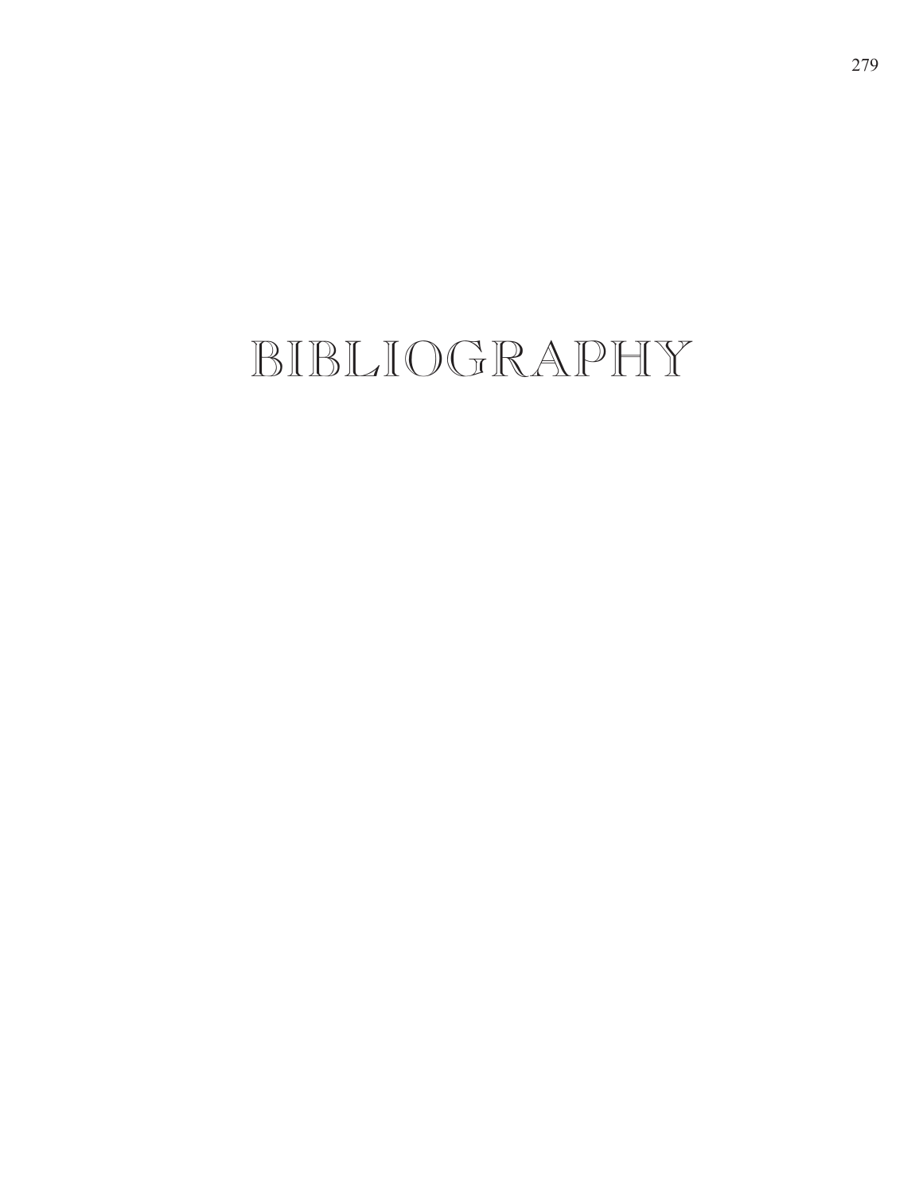# BIBLIOGRAPHY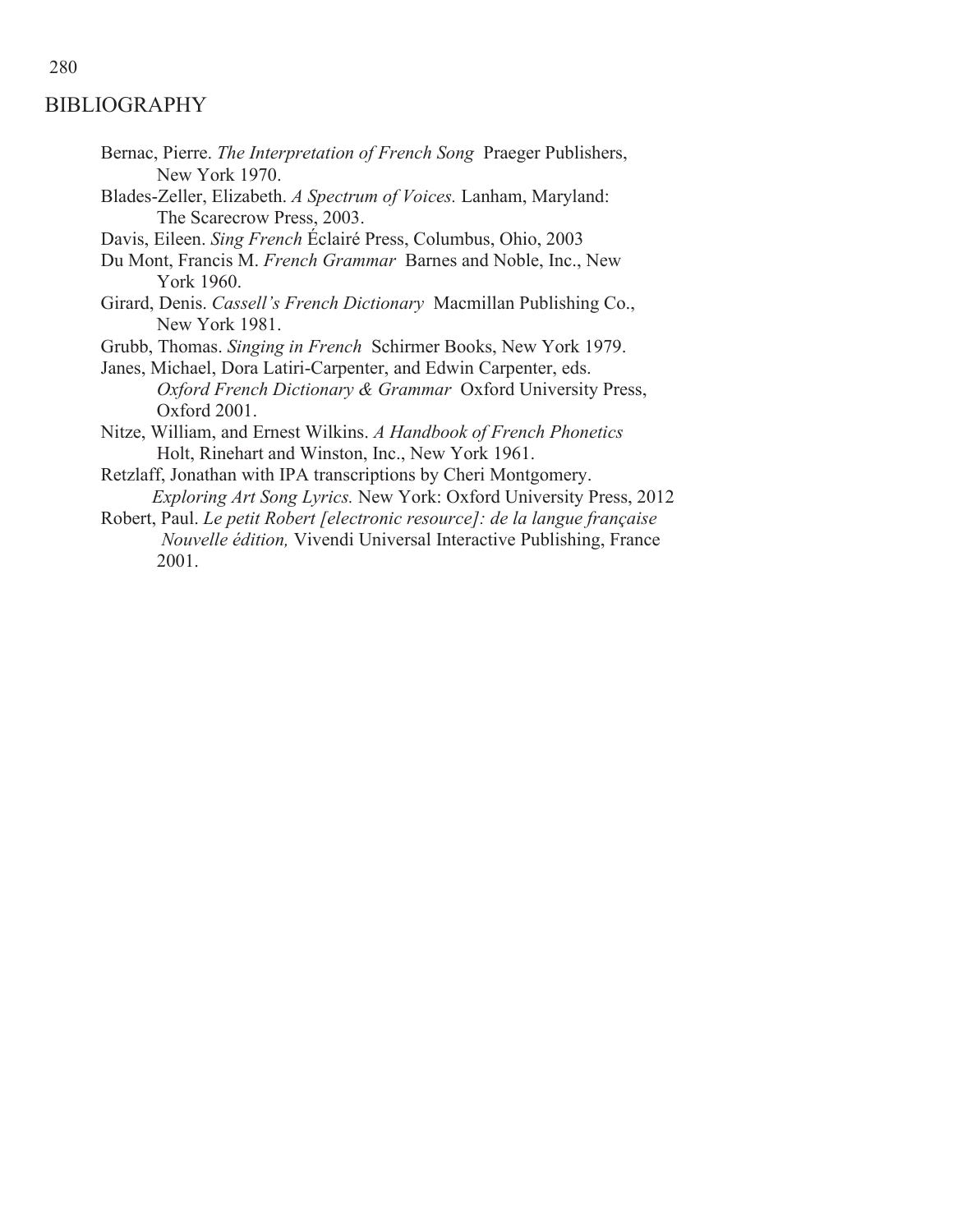# BIBLIOGRAPHY

Bernac, Pierre. *The Interpretation of French Song* Praeger Publishers, New York 1970.

Blades-Zeller, Elizabeth. *A Spectrum of Voices.* Lanham, Maryland: The Scarecrow Press, 2003.

Davis, Eileen. *Sing French* Éclairé Press, Columbus, Ohio, 2003

Du Mont, Francis M. *French Grammar* Barnes and Noble, Inc., New York 1960.

Girard, Denis. *Cassell's French Dictionary* Macmillan Publishing Co., New York 1981.

Grubb, Thomas. *Singing in French* Schirmer Books, New York 1979.

Janes, Michael, Dora Latiri-Carpenter, and Edwin Carpenter, eds. *Oxford French Dictionary & Grammar* Oxford University Press, Oxford 2001.

Nitze, William, and Ernest Wilkins. *A Handbook of French Phonetics* Holt, Rinehart and Winston, Inc., New York 1961.

Retzlaff, Jonathan with IPA transcriptions by Cheri Montgomery. *Exploring Art Song Lyrics.* New York: Oxford University Press, 2012

Robert, Paul. *Le petit Robert [electronic resource]: de la langue française Nouvelle édition,* Vivendi Universal Interactive Publishing, France 2001.